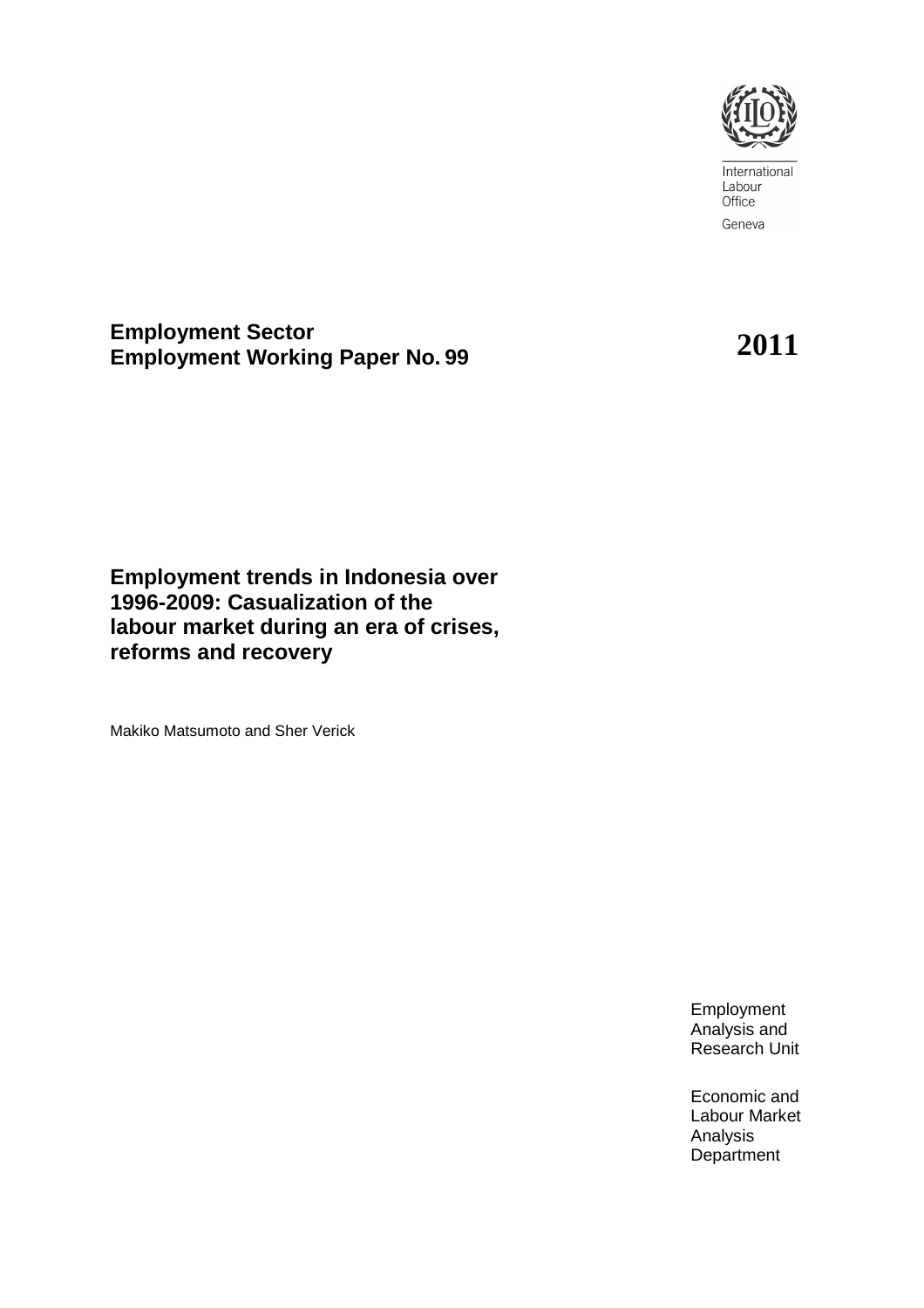International Labour Office

Geneva

**Employment Sector**
**Employment Working Paper No. 99**

**2011**

# Employment trends in Indonesia over 1996-2009: Casualization of the labour market during an era of crises, reforms and recovery

Makiko Matsumoto and Sher Verick

Employment Analysis and Research Unit

Economic and Labour Market Analysis Department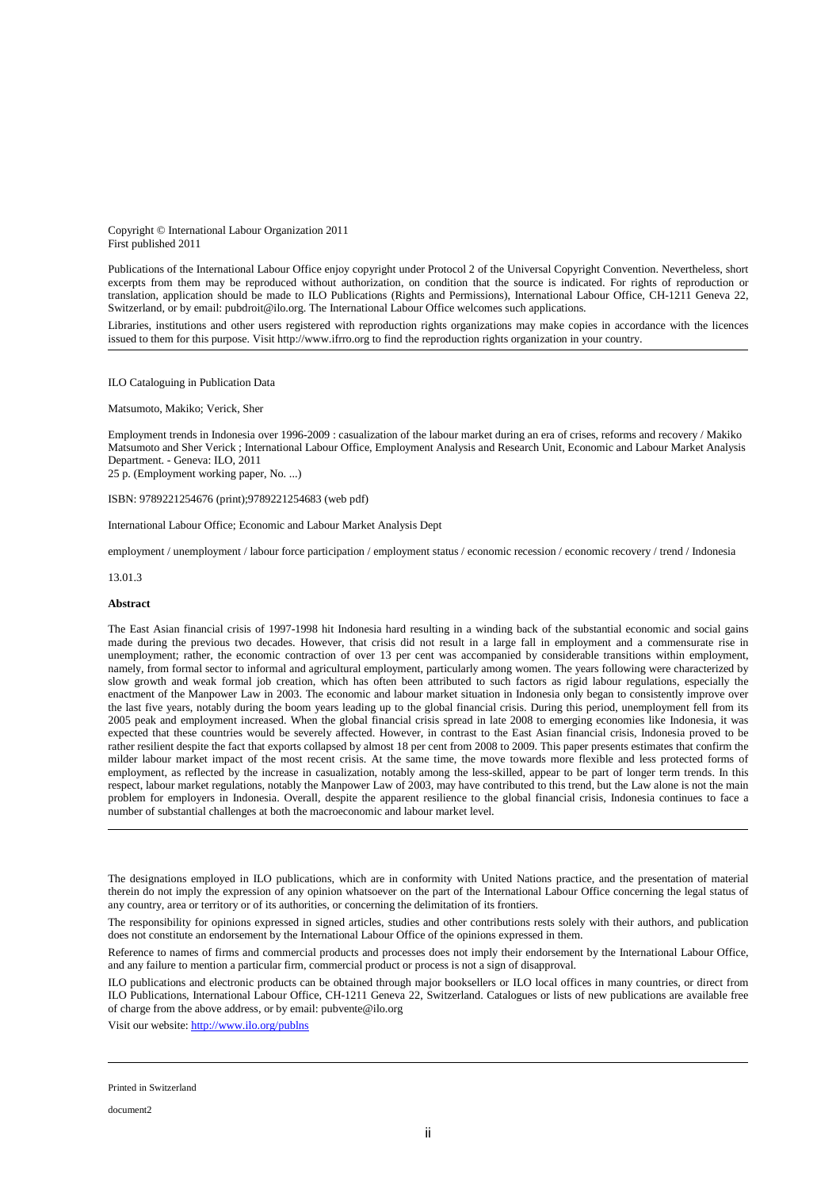Copyright © International Labour Organization 2011
First published 2011

Publications of the International Labour Office enjoy copyright under Protocol 2 of the Universal Copyright Convention. Nevertheless, short excerpts from them may be reproduced without authorization, on condition that the source is indicated. For rights of reproduction or translation, application should be made to ILO Publications (Rights and Permissions), International Labour Office, CH-1211 Geneva 22, Switzerland, or by email: pubdroit@ilo.org. The International Labour Office welcomes such applications.

Libraries, institutions and other users registered with reproduction rights organizations may make copies in accordance with the licences issued to them for this purpose. Visit http://www.ifrro.org to find the reproduction rights organization in your country.

---

ILO Cataloguing in Publication Data

Matsumoto, Makiko; Verick, Sher

Employment trends in Indonesia over 1996-2009 : casualization of the labour market during an era of crises, reforms and recovery / Makiko Matsumoto and Sher Verick ; International Labour Office, Employment Analysis and Research Unit, Economic and Labour Market Analysis Department. - Geneva: ILO, 2011
25 p. (Employment working paper, No. ...)

ISBN: 9789221254676 (print);9789221254683 (web pdf)

International Labour Office; Economic and Labour Market Analysis Dept

employment / unemployment / labour force participation / employment status / economic recession / economic recovery / trend / Indonesia

13.01.3

**Abstract**

The East Asian financial crisis of 1997-1998 hit Indonesia hard resulting in a winding back of the substantial economic and social gains made during the previous two decades. However, that crisis did not result in a large fall in employment and a commensurate rise in unemployment; rather, the economic contraction of over 13 per cent was accompanied by considerable transitions within employment, namely, from formal sector to informal and agricultural employment, particularly among women. The years following were characterized by slow growth and weak formal job creation, which has often been attributed to such factors as rigid labour regulations, especially the enactment of the Manpower Law in 2003. The economic and labour market situation in Indonesia only began to consistently improve over the last five years, notably during the boom years leading up to the global financial crisis. During this period, unemployment fell from its 2005 peak and employment increased. When the global financial crisis spread in late 2008 to emerging economies like Indonesia, it was expected that these countries would be severely affected. However, in contrast to the East Asian financial crisis, Indonesia proved to be rather resilient despite the fact that exports collapsed by almost 18 per cent from 2008 to 2009. This paper presents estimates that confirm the milder labour market impact of the most recent crisis. At the same time, the move towards more flexible and less protected forms of employment, as reflected by the increase in casualization, notably among the less-skilled, appear to be part of longer term trends. In this respect, labour market regulations, notably the Manpower Law of 2003, may have contributed to this trend, but the Law alone is not the main problem for employers in Indonesia. Overall, despite the apparent resilience to the global financial crisis, Indonesia continues to face a number of substantial challenges at both the macroeconomic and labour market level.

---

The designations employed in ILO publications, which are in conformity with United Nations practice, and the presentation of material therein do not imply the expression of any opinion whatsoever on the part of the International Labour Office concerning the legal status of any country, area or territory or of its authorities, or concerning the delimitation of its frontiers.

The responsibility for opinions expressed in signed articles, studies and other contributions rests solely with their authors, and publication does not constitute an endorsement by the International Labour Office of the opinions expressed in them.

Reference to names of firms and commercial products and processes does not imply their endorsement by the International Labour Office, and any failure to mention a particular firm, commercial product or process is not a sign of disapproval.

ILO publications and electronic products can be obtained through major booksellers or ILO local offices in many countries, or direct from ILO Publications, International Labour Office, CH-1211 Geneva 22, Switzerland. Catalogues or lists of new publications are available free of charge from the above address, or by email: pubvente@ilo.org

Visit our website: http://www.ilo.org/publns

---

Printed in Switzerland

document2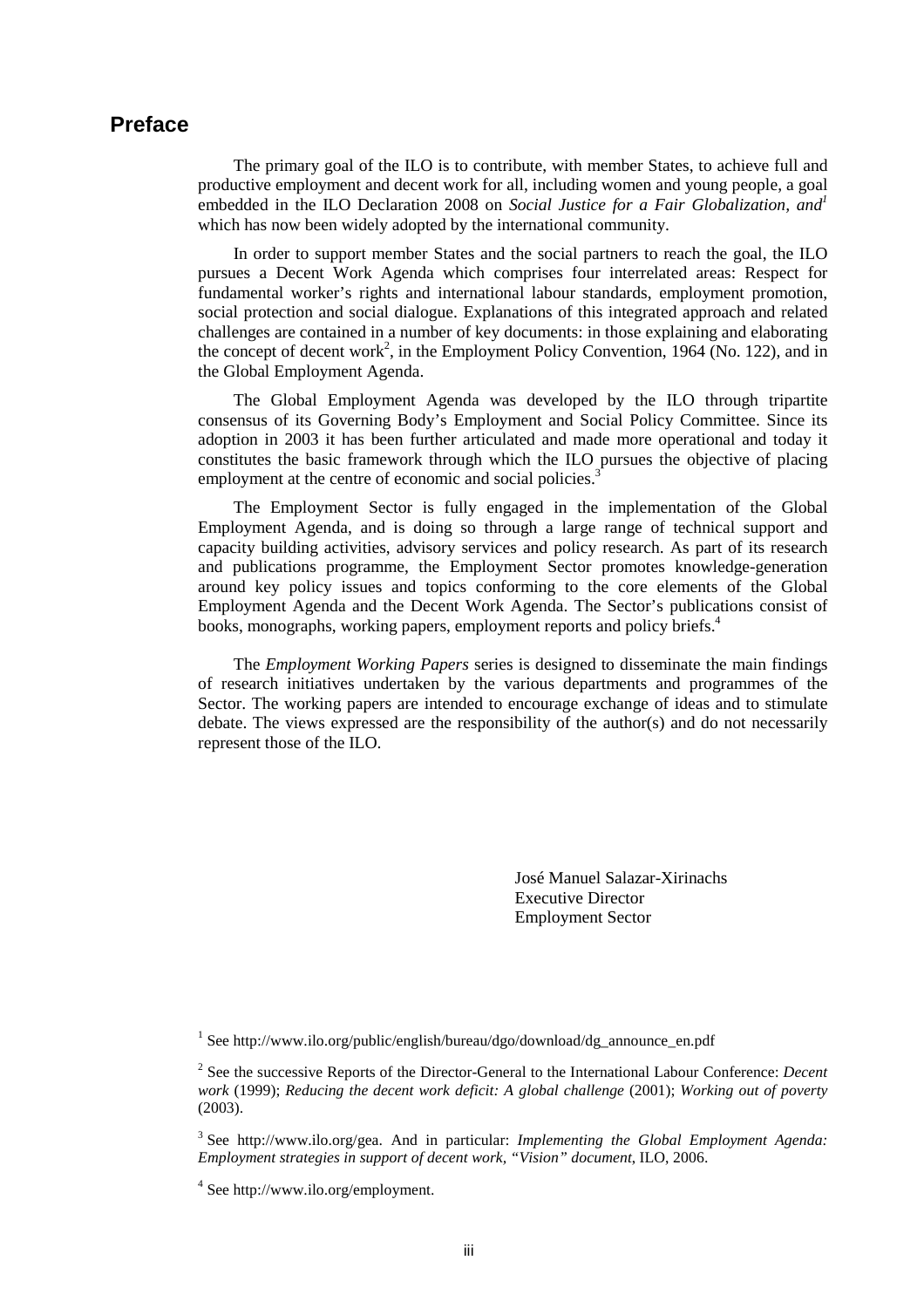## Preface

The primary goal of the ILO is to contribute, with member States, to achieve full and productive employment and decent work for all, including women and young people, a goal embedded in the ILO Declaration 2008 on *Social Justice for a Fair Globalization, and*[1] which has now been widely adopted by the international community.

In order to support member States and the social partners to reach the goal, the ILO pursues a Decent Work Agenda which comprises four interrelated areas: Respect for fundamental worker's rights and international labour standards, employment promotion, social protection and social dialogue. Explanations of this integrated approach and related challenges are contained in a number of key documents: in those explaining and elaborating the concept of decent work[2], in the Employment Policy Convention, 1964 (No. 122), and in the Global Employment Agenda.

The Global Employment Agenda was developed by the ILO through tripartite consensus of its Governing Body's Employment and Social Policy Committee. Since its adoption in 2003 it has been further articulated and made more operational and today it constitutes the basic framework through which the ILO pursues the objective of placing employment at the centre of economic and social policies.[3]

The Employment Sector is fully engaged in the implementation of the Global Employment Agenda, and is doing so through a large range of technical support and capacity building activities, advisory services and policy research. As part of its research and publications programme, the Employment Sector promotes knowledge-generation around key policy issues and topics conforming to the core elements of the Global Employment Agenda and the Decent Work Agenda. The Sector's publications consist of books, monographs, working papers, employment reports and policy briefs.[4]

The *Employment Working Papers* series is designed to disseminate the main findings of research initiatives undertaken by the various departments and programmes of the Sector. The working papers are intended to encourage exchange of ideas and to stimulate debate. The views expressed are the responsibility of the author(s) and do not necessarily represent those of the ILO.

José Manuel Salazar-Xirinachs
Executive Director
Employment Sector

[1] See http://www.ilo.org/public/english/bureau/dgo/download/dg_announce_en.pdf

[2] See the successive Reports of the Director-General to the International Labour Conference: *Decent work* (1999); *Reducing the decent work deficit: A global challenge* (2001); *Working out of poverty* (2003).

[3] See http://www.ilo.org/gea. And in particular: *Implementing the Global Employment Agenda: Employment strategies in support of decent work, "Vision" document*, ILO, 2006.

[4] See http://www.ilo.org/employment.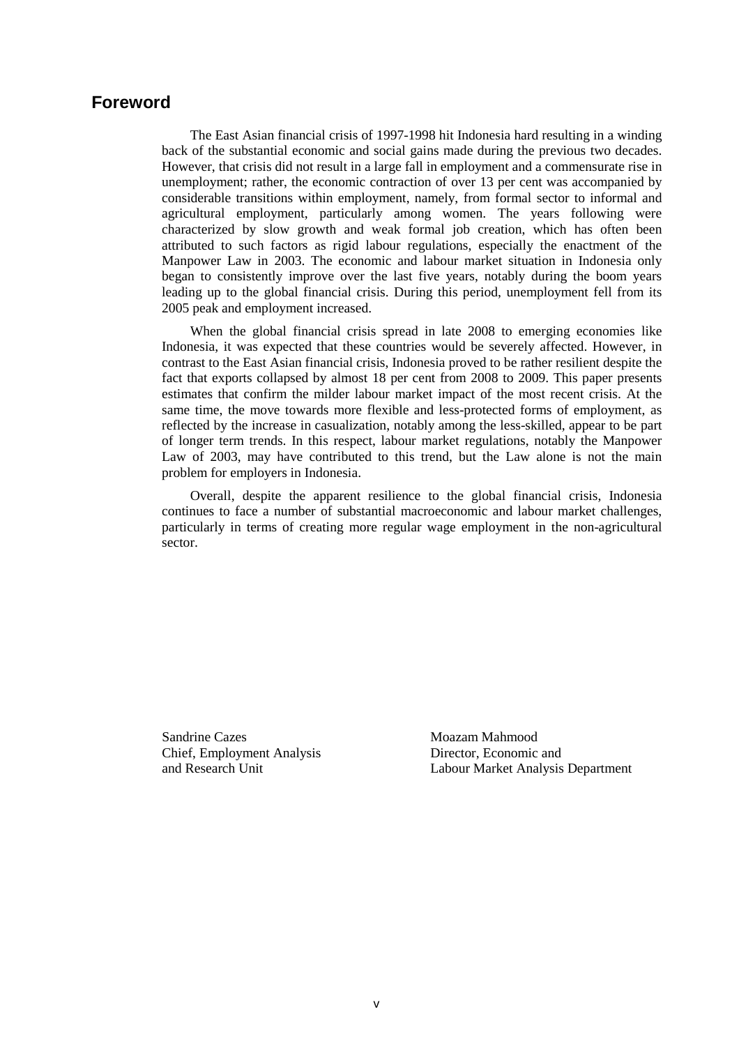# Foreword

The East Asian financial crisis of 1997-1998 hit Indonesia hard resulting in a winding back of the substantial economic and social gains made during the previous two decades. However, that crisis did not result in a large fall in employment and a commensurate rise in unemployment; rather, the economic contraction of over 13 per cent was accompanied by considerable transitions within employment, namely, from formal sector to informal and agricultural employment, particularly among women. The years following were characterized by slow growth and weak formal job creation, which has often been attributed to such factors as rigid labour regulations, especially the enactment of the Manpower Law in 2003. The economic and labour market situation in Indonesia only began to consistently improve over the last five years, notably during the boom years leading up to the global financial crisis. During this period, unemployment fell from its 2005 peak and employment increased.

When the global financial crisis spread in late 2008 to emerging economies like Indonesia, it was expected that these countries would be severely affected. However, in contrast to the East Asian financial crisis, Indonesia proved to be rather resilient despite the fact that exports collapsed by almost 18 per cent from 2008 to 2009. This paper presents estimates that confirm the milder labour market impact of the most recent crisis. At the same time, the move towards more flexible and less-protected forms of employment, as reflected by the increase in casualization, notably among the less-skilled, appear to be part of longer term trends. In this respect, labour market regulations, notably the Manpower Law of 2003, may have contributed to this trend, but the Law alone is not the main problem for employers in Indonesia.

Overall, despite the apparent resilience to the global financial crisis, Indonesia continues to face a number of substantial macroeconomic and labour market challenges, particularly in terms of creating more regular wage employment in the non-agricultural sector.

Sandrine Cazes
Chief, Employment Analysis
and Research Unit

Moazam Mahmood
Director, Economic and
Labour Market Analysis Department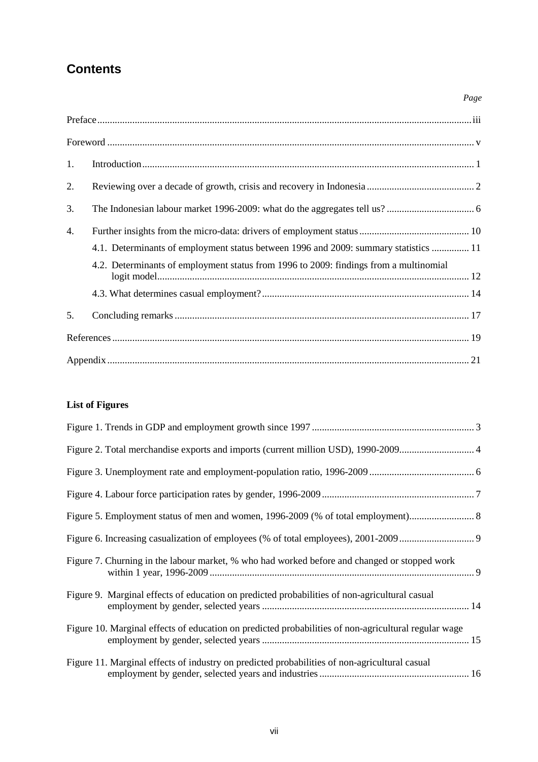# Contents

*Page*

Preface ... iii

Foreword ... v

1. Introduction ... 1
2. Reviewing over a decade of growth, crisis and recovery in Indonesia ... 2
3. The Indonesian labour market 1996-2009: what do the aggregates tell us? ... 6
4. Further insights from the micro-data: drivers of employment status ... 10
   - 4.1. Determinants of employment status between 1996 and 2009: summary statistics ... 11
   - 4.2. Determinants of employment status from 1996 to 2009: findings from a multinomial logit model ... 12
   - 4.3. What determines casual employment? ... 14
5. Concluding remarks ... 17

References ... 19

Appendix ... 21

**List of Figures**

Figure 1. Trends in GDP and employment growth since 1997 ... 3

Figure 2. Total merchandise exports and imports (current million USD), 1990-2009 ... 4

Figure 3. Unemployment rate and employment-population ratio, 1996-2009 ... 6

Figure 4. Labour force participation rates by gender, 1996-2009 ... 7

Figure 5. Employment status of men and women, 1996-2009 (% of total employment) ... 8

Figure 6. Increasing casualization of employees (% of total employees), 2001-2009 ... 9

Figure 7. Churning in the labour market, % who had worked before and changed or stopped work within 1 year, 1996-2009 ... 9

Figure 9. Marginal effects of education on predicted probabilities of non-agricultural casual employment by gender, selected years ... 14

Figure 10. Marginal effects of education on predicted probabilities of non-agricultural regular wage employment by gender, selected years ... 15

Figure 11. Marginal effects of industry on predicted probabilities of non-agricultural casual employment by gender, selected years and industries ... 16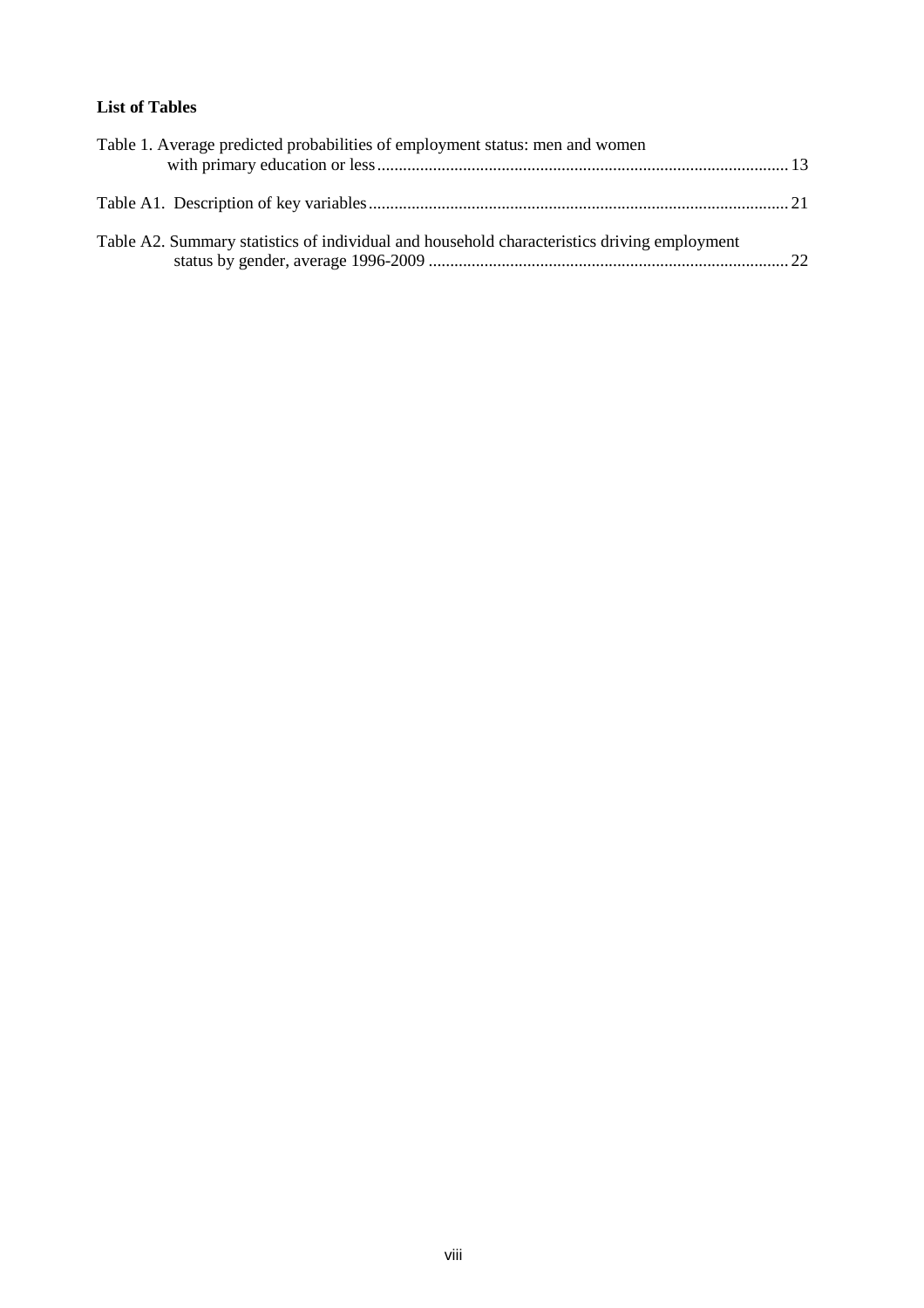**List of Tables**

Table 1. Average predicted probabilities of employment status: men and women with primary education or less ................................................................................................ 13

Table A1. Description of key variables ................................................................................................ 21

Table A2. Summary statistics of individual and household characteristics driving employment status by gender, average 1996-2009 .................................................................................... 22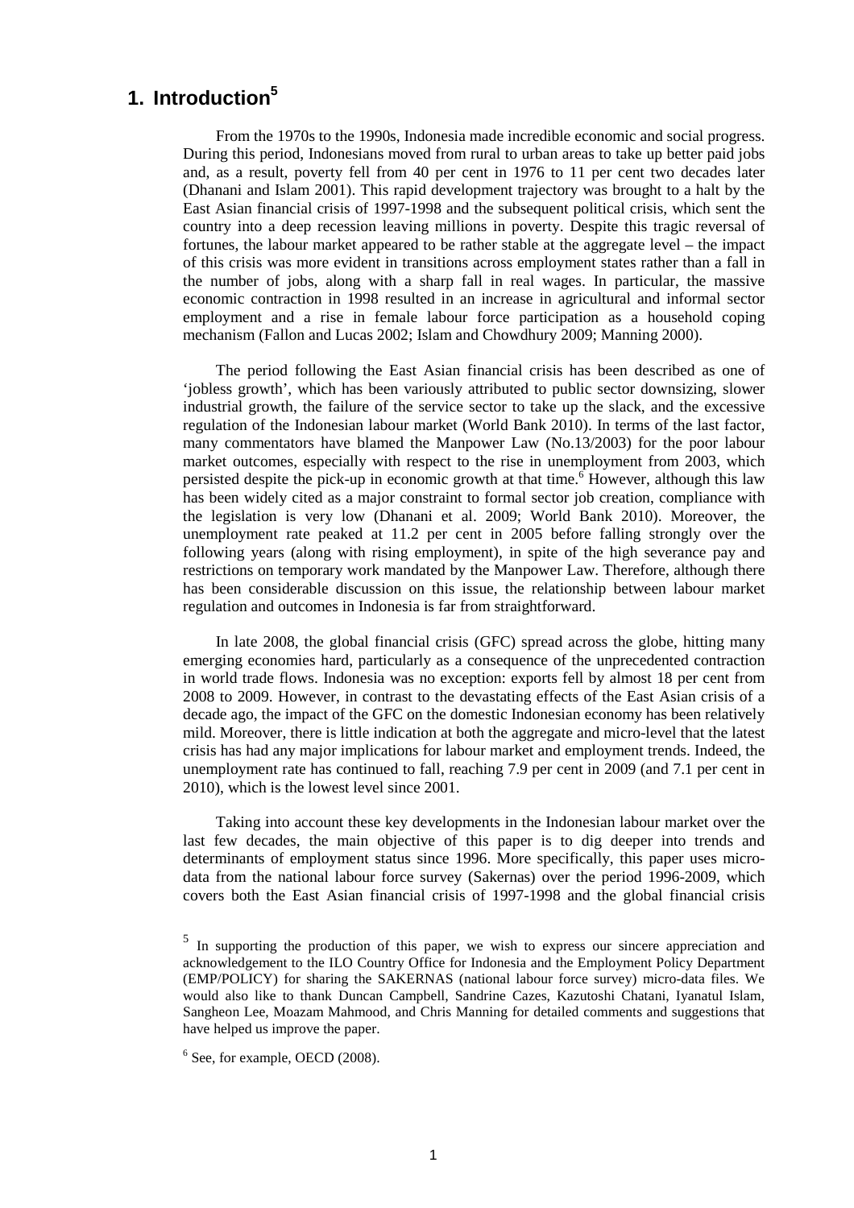# 1. Introduction[5]

From the 1970s to the 1990s, Indonesia made incredible economic and social progress. During this period, Indonesians moved from rural to urban areas to take up better paid jobs and, as a result, poverty fell from 40 per cent in 1976 to 11 per cent two decades later (Dhanani and Islam 2001). This rapid development trajectory was brought to a halt by the East Asian financial crisis of 1997-1998 and the subsequent political crisis, which sent the country into a deep recession leaving millions in poverty. Despite this tragic reversal of fortunes, the labour market appeared to be rather stable at the aggregate level – the impact of this crisis was more evident in transitions across employment states rather than a fall in the number of jobs, along with a sharp fall in real wages. In particular, the massive economic contraction in 1998 resulted in an increase in agricultural and informal sector employment and a rise in female labour force participation as a household coping mechanism (Fallon and Lucas 2002; Islam and Chowdhury 2009; Manning 2000).

The period following the East Asian financial crisis has been described as one of 'jobless growth', which has been variously attributed to public sector downsizing, slower industrial growth, the failure of the service sector to take up the slack, and the excessive regulation of the Indonesian labour market (World Bank 2010). In terms of the last factor, many commentators have blamed the Manpower Law (No.13/2003) for the poor labour market outcomes, especially with respect to the rise in unemployment from 2003, which persisted despite the pick-up in economic growth at that time.[6] However, although this law has been widely cited as a major constraint to formal sector job creation, compliance with the legislation is very low (Dhanani et al. 2009; World Bank 2010). Moreover, the unemployment rate peaked at 11.2 per cent in 2005 before falling strongly over the following years (along with rising employment), in spite of the high severance pay and restrictions on temporary work mandated by the Manpower Law. Therefore, although there has been considerable discussion on this issue, the relationship between labour market regulation and outcomes in Indonesia is far from straightforward.

In late 2008, the global financial crisis (GFC) spread across the globe, hitting many emerging economies hard, particularly as a consequence of the unprecedented contraction in world trade flows. Indonesia was no exception: exports fell by almost 18 per cent from 2008 to 2009. However, in contrast to the devastating effects of the East Asian crisis of a decade ago, the impact of the GFC on the domestic Indonesian economy has been relatively mild. Moreover, there is little indication at both the aggregate and micro-level that the latest crisis has had any major implications for labour market and employment trends. Indeed, the unemployment rate has continued to fall, reaching 7.9 per cent in 2009 (and 7.1 per cent in 2010), which is the lowest level since 2001.

Taking into account these key developments in the Indonesian labour market over the last few decades, the main objective of this paper is to dig deeper into trends and determinants of employment status since 1996. More specifically, this paper uses micro-data from the national labour force survey (Sakernas) over the period 1996-2009, which covers both the East Asian financial crisis of 1997-1998 and the global financial crisis

---

[5] In supporting the production of this paper, we wish to express our sincere appreciation and acknowledgement to the ILO Country Office for Indonesia and the Employment Policy Department (EMP/POLICY) for sharing the SAKERNAS (national labour force survey) micro-data files. We would also like to thank Duncan Campbell, Sandrine Cazes, Kazutoshi Chatani, Iyanatul Islam, Sangheon Lee, Moazam Mahmood, and Chris Manning for detailed comments and suggestions that have helped us improve the paper.

[6] See, for example, OECD (2008).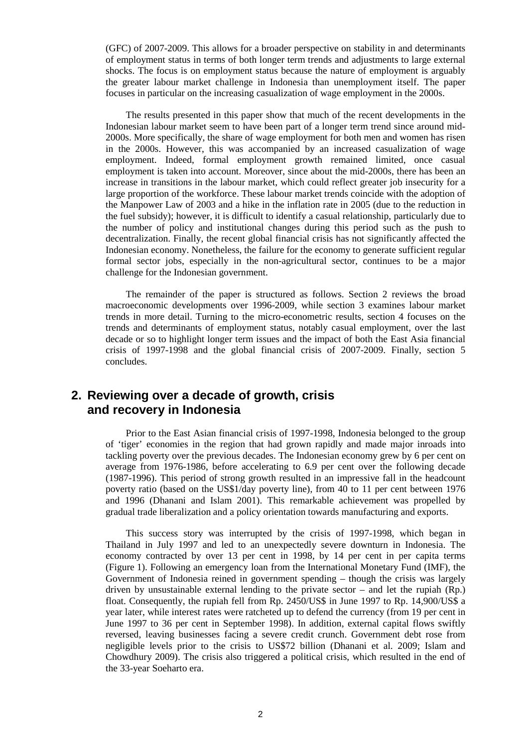(GFC) of 2007-2009. This allows for a broader perspective on stability in and determinants of employment status in terms of both longer term trends and adjustments to large external shocks. The focus is on employment status because the nature of employment is arguably the greater labour market challenge in Indonesia than unemployment itself. The paper focuses in particular on the increasing casualization of wage employment in the 2000s.

The results presented in this paper show that much of the recent developments in the Indonesian labour market seem to have been part of a longer term trend since around mid-2000s. More specifically, the share of wage employment for both men and women has risen in the 2000s. However, this was accompanied by an increased casualization of wage employment. Indeed, formal employment growth remained limited, once casual employment is taken into account. Moreover, since about the mid-2000s, there has been an increase in transitions in the labour market, which could reflect greater job insecurity for a large proportion of the workforce. These labour market trends coincide with the adoption of the Manpower Law of 2003 and a hike in the inflation rate in 2005 (due to the reduction in the fuel subsidy); however, it is difficult to identify a casual relationship, particularly due to the number of policy and institutional changes during this period such as the push to decentralization. Finally, the recent global financial crisis has not significantly affected the Indonesian economy. Nonetheless, the failure for the economy to generate sufficient regular formal sector jobs, especially in the non-agricultural sector, continues to be a major challenge for the Indonesian government.

The remainder of the paper is structured as follows. Section 2 reviews the broad macroeconomic developments over 1996-2009, while section 3 examines labour market trends in more detail. Turning to the micro-econometric results, section 4 focuses on the trends and determinants of employment status, notably casual employment, over the last decade or so to highlight longer term issues and the impact of both the East Asia financial crisis of 1997-1998 and the global financial crisis of 2007-2009. Finally, section 5 concludes.

## 2. Reviewing over a decade of growth, crisis and recovery in Indonesia

Prior to the East Asian financial crisis of 1997-1998, Indonesia belonged to the group of 'tiger' economies in the region that had grown rapidly and made major inroads into tackling poverty over the previous decades. The Indonesian economy grew by 6 per cent on average from 1976-1986, before accelerating to 6.9 per cent over the following decade (1987-1996). This period of strong growth resulted in an impressive fall in the headcount poverty ratio (based on the US$1/day poverty line), from 40 to 11 per cent between 1976 and 1996 (Dhanani and Islam 2001). This remarkable achievement was propelled by gradual trade liberalization and a policy orientation towards manufacturing and exports.

This success story was interrupted by the crisis of 1997-1998, which began in Thailand in July 1997 and led to an unexpectedly severe downturn in Indonesia. The economy contracted by over 13 per cent in 1998, by 14 per cent in per capita terms (Figure 1). Following an emergency loan from the International Monetary Fund (IMF), the Government of Indonesia reined in government spending – though the crisis was largely driven by unsustainable external lending to the private sector – and let the rupiah (Rp.) float. Consequently, the rupiah fell from Rp. 2450/US$ in June 1997 to Rp. 14,900/US$ a year later, while interest rates were ratcheted up to defend the currency (from 19 per cent in June 1997 to 36 per cent in September 1998). In addition, external capital flows swiftly reversed, leaving businesses facing a severe credit crunch. Government debt rose from negligible levels prior to the crisis to US$72 billion (Dhanani et al. 2009; Islam and Chowdhury 2009). The crisis also triggered a political crisis, which resulted in the end of the 33-year Soeharto era.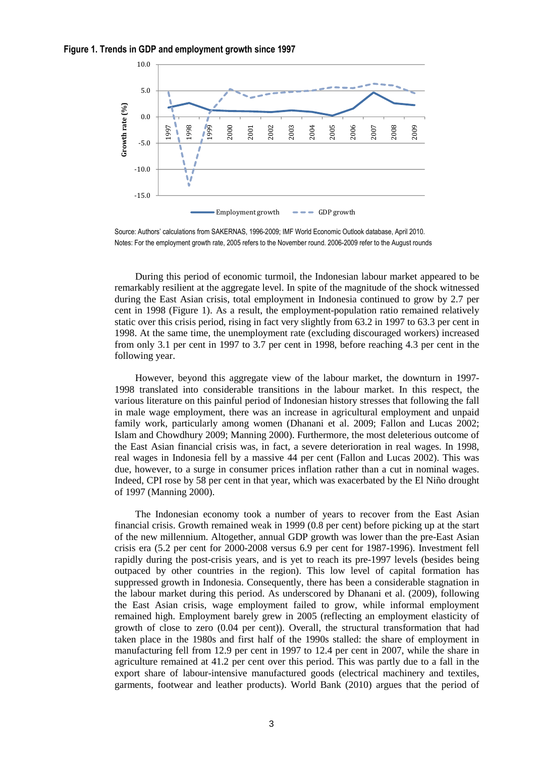**Figure 1. Trends in GDP and employment growth since 1997**

Source: Authors' calculations from SAKERNAS, 1996-2009; IMF World Economic Outlook database, April 2010.
Notes: For the employment growth rate, 2005 refers to the November round. 2006-2009 refer to the August rounds

During this period of economic turmoil, the Indonesian labour market appeared to be remarkably resilient at the aggregate level. In spite of the magnitude of the shock witnessed during the East Asian crisis, total employment in Indonesia continued to grow by 2.7 per cent in 1998 (Figure 1). As a result, the employment-population ratio remained relatively static over this crisis period, rising in fact very slightly from 63.2 in 1997 to 63.3 per cent in 1998. At the same time, the unemployment rate (excluding discouraged workers) increased from only 3.1 per cent in 1997 to 3.7 per cent in 1998, before reaching 4.3 per cent in the following year.

However, beyond this aggregate view of the labour market, the downturn in 1997-1998 translated into considerable transitions in the labour market. In this respect, the various literature on this painful period of Indonesian history stresses that following the fall in male wage employment, there was an increase in agricultural employment and unpaid family work, particularly among women (Dhanani et al. 2009; Fallon and Lucas 2002; Islam and Chowdhury 2009; Manning 2000). Furthermore, the most deleterious outcome of the East Asian financial crisis was, in fact, a severe deterioration in real wages. In 1998, real wages in Indonesia fell by a massive 44 per cent (Fallon and Lucas 2002). This was due, however, to a surge in consumer prices inflation rather than a cut in nominal wages. Indeed, CPI rose by 58 per cent in that year, which was exacerbated by the El Niño drought of 1997 (Manning 2000).

The Indonesian economy took a number of years to recover from the East Asian financial crisis. Growth remained weak in 1999 (0.8 per cent) before picking up at the start of the new millennium. Altogether, annual GDP growth was lower than the pre-East Asian crisis era (5.2 per cent for 2000-2008 versus 6.9 per cent for 1987-1996). Investment fell rapidly during the post-crisis years, and is yet to reach its pre-1997 levels (besides being outpaced by other countries in the region). This low level of capital formation has suppressed growth in Indonesia. Consequently, there has been a considerable stagnation in the labour market during this period. As underscored by Dhanani et al. (2009), following the East Asian crisis, wage employment failed to grow, while informal employment remained high. Employment barely grew in 2005 (reflecting an employment elasticity of growth of close to zero (0.04 per cent)). Overall, the structural transformation that had taken place in the 1980s and first half of the 1990s stalled: the share of employment in manufacturing fell from 12.9 per cent in 1997 to 12.4 per cent in 2007, while the share in agriculture remained at 41.2 per cent over this period. This was partly due to a fall in the export share of labour-intensive manufactured goods (electrical machinery and textiles, garments, footwear and leather products). World Bank (2010) argues that the period of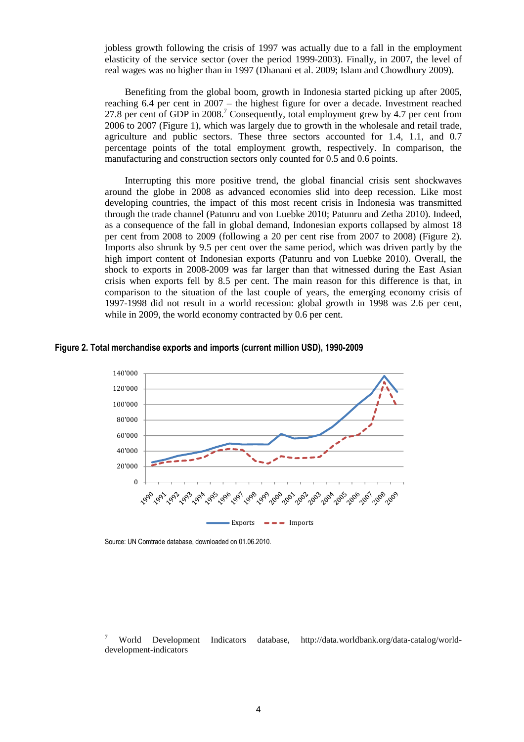jobless growth following the crisis of 1997 was actually due to a fall in the employment elasticity of the service sector (over the period 1999-2003). Finally, in 2007, the level of real wages was no higher than in 1997 (Dhanani et al. 2009; Islam and Chowdhury 2009).

Benefiting from the global boom, growth in Indonesia started picking up after 2005, reaching 6.4 per cent in 2007 – the highest figure for over a decade. Investment reached 27.8 per cent of GDP in 2008.[7] Consequently, total employment grew by 4.7 per cent from 2006 to 2007 (Figure 1), which was largely due to growth in the wholesale and retail trade, agriculture and public sectors. These three sectors accounted for 1.4, 1.1, and 0.7 percentage points of the total employment growth, respectively. In comparison, the manufacturing and construction sectors only counted for 0.5 and 0.6 points.

Interrupting this more positive trend, the global financial crisis sent shockwaves around the globe in 2008 as advanced economies slid into deep recession. Like most developing countries, the impact of this most recent crisis in Indonesia was transmitted through the trade channel (Patunru and von Luebke 2010; Patunru and Zetha 2010). Indeed, as a consequence of the fall in global demand, Indonesian exports collapsed by almost 18 per cent from 2008 to 2009 (following a 20 per cent rise from 2007 to 2008) (Figure 2). Imports also shrunk by 9.5 per cent over the same period, which was driven partly by the high import content of Indonesian exports (Patunru and von Luebke 2010). Overall, the shock to exports in 2008-2009 was far larger than that witnessed during the East Asian crisis when exports fell by 8.5 per cent. The main reason for this difference is that, in comparison to the situation of the last couple of years, the emerging economy crisis of 1997-1998 did not result in a world recession: global growth in 1998 was 2.6 per cent, while in 2009, the world economy contracted by 0.6 per cent.

**Figure 2. Total merchandise exports and imports (current million USD), 1990-2009**

Source: UN Comtrade database, downloaded on 01.06.2010.

[7] World Development Indicators database, http://data.worldbank.org/data-catalog/world-development-indicators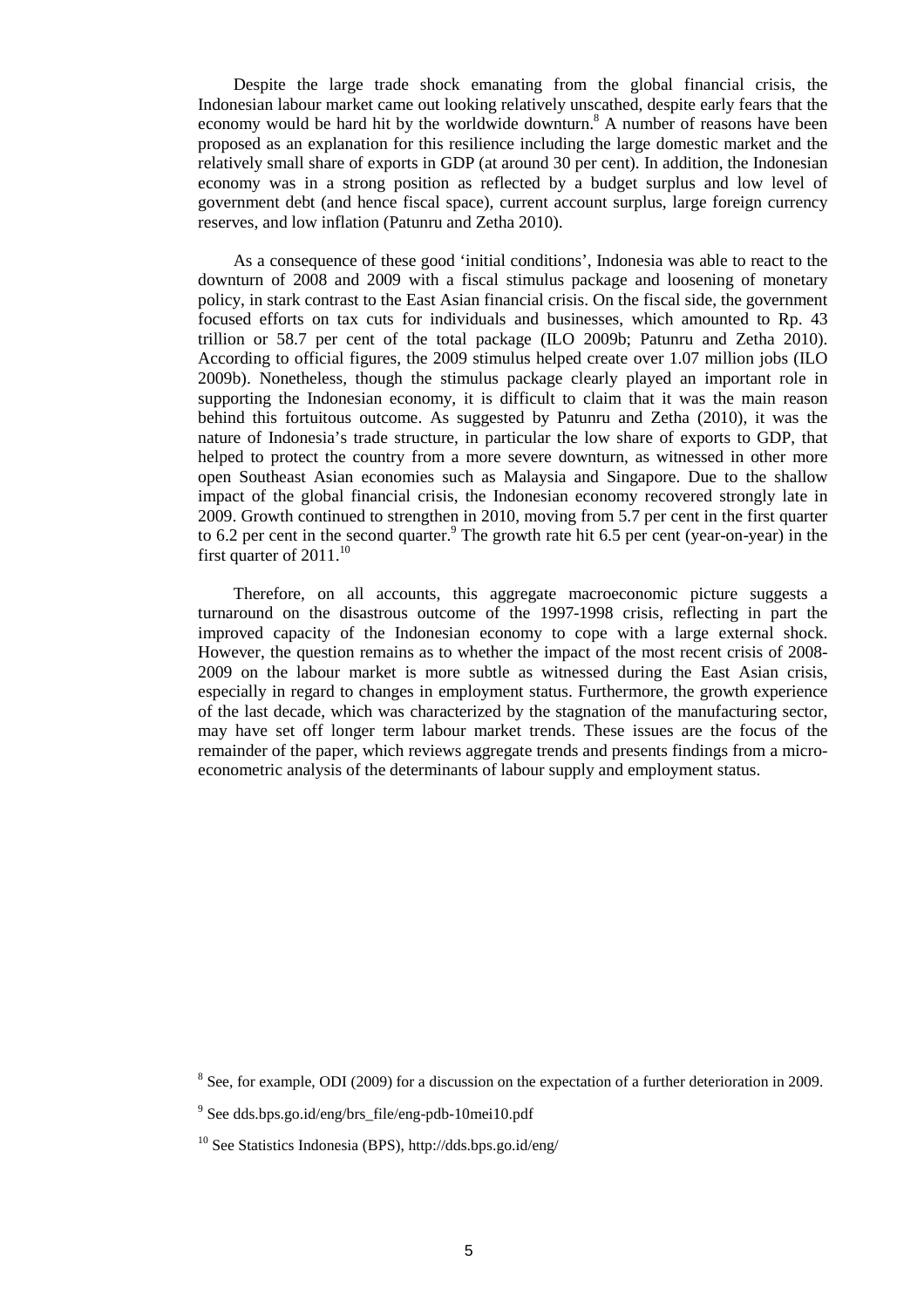Despite the large trade shock emanating from the global financial crisis, the Indonesian labour market came out looking relatively unscathed, despite early fears that the economy would be hard hit by the worldwide downturn.[8] A number of reasons have been proposed as an explanation for this resilience including the large domestic market and the relatively small share of exports in GDP (at around 30 per cent). In addition, the Indonesian economy was in a strong position as reflected by a budget surplus and low level of government debt (and hence fiscal space), current account surplus, large foreign currency reserves, and low inflation (Patunru and Zetha 2010).

As a consequence of these good 'initial conditions', Indonesia was able to react to the downturn of 2008 and 2009 with a fiscal stimulus package and loosening of monetary policy, in stark contrast to the East Asian financial crisis. On the fiscal side, the government focused efforts on tax cuts for individuals and businesses, which amounted to Rp. 43 trillion or 58.7 per cent of the total package (ILO 2009b; Patunru and Zetha 2010). According to official figures, the 2009 stimulus helped create over 1.07 million jobs (ILO 2009b). Nonetheless, though the stimulus package clearly played an important role in supporting the Indonesian economy, it is difficult to claim that it was the main reason behind this fortuitous outcome. As suggested by Patunru and Zetha (2010), it was the nature of Indonesia's trade structure, in particular the low share of exports to GDP, that helped to protect the country from a more severe downturn, as witnessed in other more open Southeast Asian economies such as Malaysia and Singapore. Due to the shallow impact of the global financial crisis, the Indonesian economy recovered strongly late in 2009. Growth continued to strengthen in 2010, moving from 5.7 per cent in the first quarter to 6.2 per cent in the second quarter.[9] The growth rate hit 6.5 per cent (year-on-year) in the first quarter of 2011.[10]

Therefore, on all accounts, this aggregate macroeconomic picture suggests a turnaround on the disastrous outcome of the 1997-1998 crisis, reflecting in part the improved capacity of the Indonesian economy to cope with a large external shock. However, the question remains as to whether the impact of the most recent crisis of 2008-2009 on the labour market is more subtle as witnessed during the East Asian crisis, especially in regard to changes in employment status. Furthermore, the growth experience of the last decade, which was characterized by the stagnation of the manufacturing sector, may have set off longer term labour market trends. These issues are the focus of the remainder of the paper, which reviews aggregate trends and presents findings from a micro-econometric analysis of the determinants of labour supply and employment status.

---

[8] See, for example, ODI (2009) for a discussion on the expectation of a further deterioration in 2009.

[9] See dds.bps.go.id/eng/brs_file/eng-pdb-10mei10.pdf

[10] See Statistics Indonesia (BPS), http://dds.bps.go.id/eng/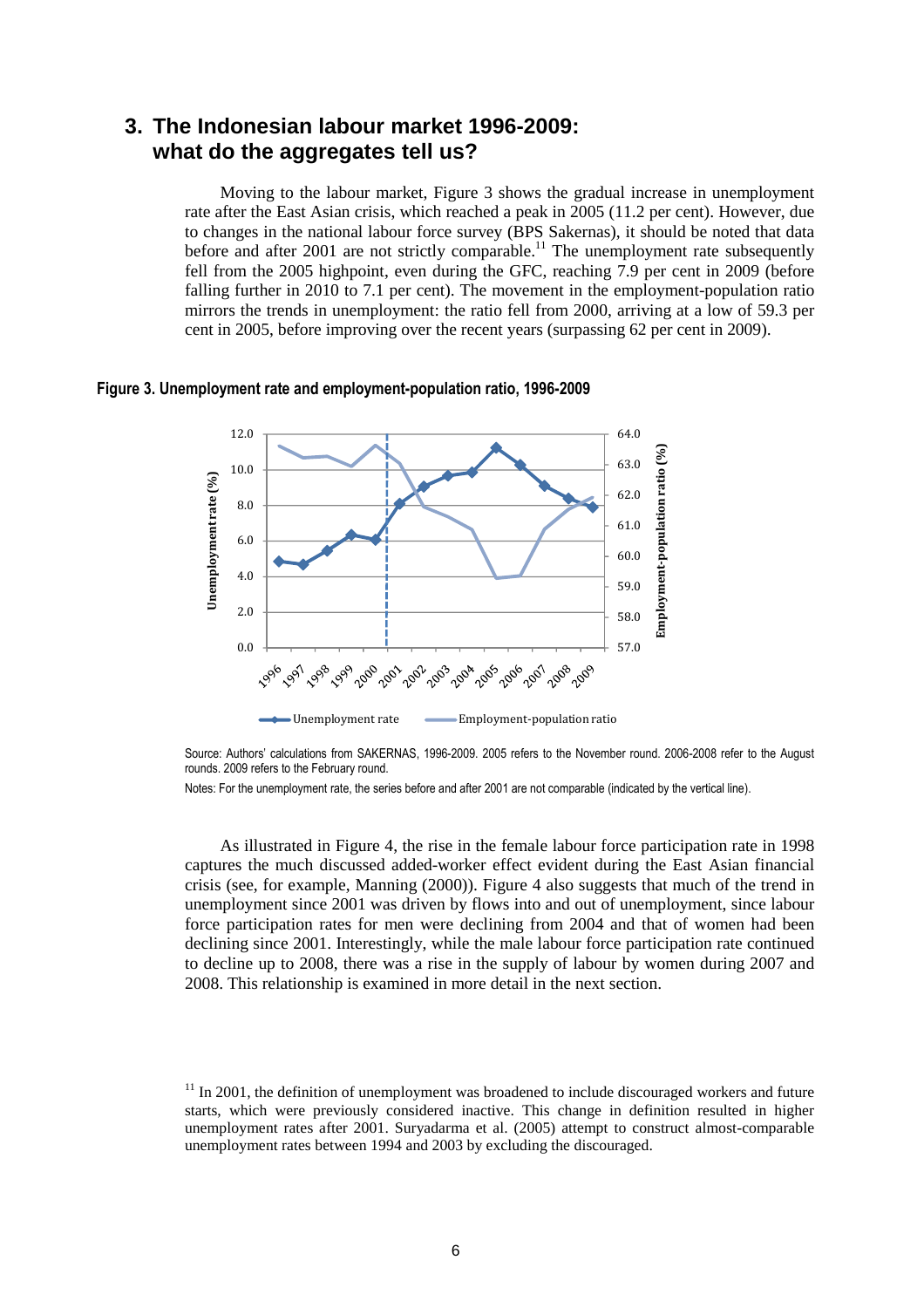## 3. The Indonesian labour market 1996-2009: what do the aggregates tell us?

Moving to the labour market, Figure 3 shows the gradual increase in unemployment rate after the East Asian crisis, which reached a peak in 2005 (11.2 per cent). However, due to changes in the national labour force survey (BPS Sakernas), it should be noted that data before and after 2001 are not strictly comparable.[11] The unemployment rate subsequently fell from the 2005 highpoint, even during the GFC, reaching 7.9 per cent in 2009 (before falling further in 2010 to 7.1 per cent). The movement in the employment-population ratio mirrors the trends in unemployment: the ratio fell from 2000, arriving at a low of 59.3 per cent in 2005, before improving over the recent years (surpassing 62 per cent in 2009).

**Figure 3. Unemployment rate and employment-population ratio, 1996-2009**

Source: Authors' calculations from SAKERNAS, 1996-2009. 2005 refers to the November round. 2006-2008 refer to the August rounds. 2009 refers to the February round.

Notes: For the unemployment rate, the series before and after 2001 are not comparable (indicated by the vertical line).

As illustrated in Figure 4, the rise in the female labour force participation rate in 1998 captures the much discussed added-worker effect evident during the East Asian financial crisis (see, for example, Manning (2000)). Figure 4 also suggests that much of the trend in unemployment since 2001 was driven by flows into and out of unemployment, since labour force participation rates for men were declining from 2004 and that of women had been declining since 2001. Interestingly, while the male labour force participation rate continued to decline up to 2008, there was a rise in the supply of labour by women during 2007 and 2008. This relationship is examined in more detail in the next section.

[11] In 2001, the definition of unemployment was broadened to include discouraged workers and future starts, which were previously considered inactive. This change in definition resulted in higher unemployment rates after 2001. Suryadarma et al. (2005) attempt to construct almost-comparable unemployment rates between 1994 and 2003 by excluding the discouraged.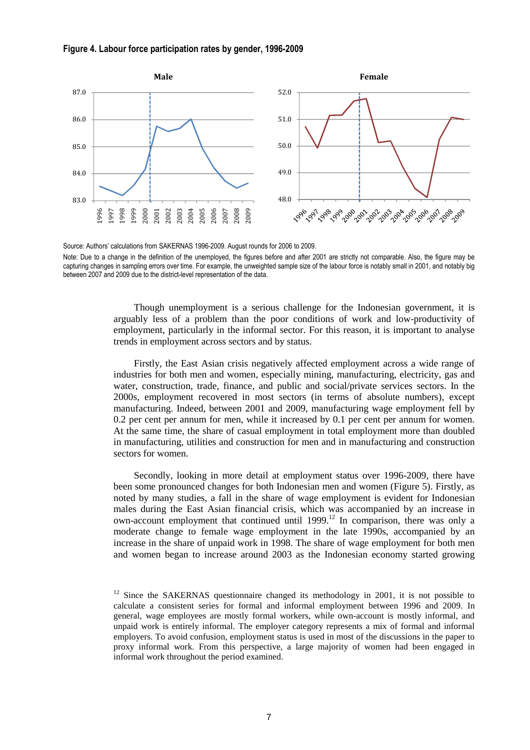**Figure 4. Labour force participation rates by gender, 1996-2009**

Source: Authors' calculations from SAKERNAS 1996-2009. August rounds for 2006 to 2009.

Note: Due to a change in the definition of the unemployed, the figures before and after 2001 are strictly not comparable. Also, the figure may be capturing changes in sampling errors over time. For example, the unweighted sample size of the labour force is notably small in 2001, and notably big between 2007 and 2009 due to the district-level representation of the data.

Though unemployment is a serious challenge for the Indonesian government, it is arguably less of a problem than the poor conditions of work and low-productivity of employment, particularly in the informal sector. For this reason, it is important to analyse trends in employment across sectors and by status.

Firstly, the East Asian crisis negatively affected employment across a wide range of industries for both men and women, especially mining, manufacturing, electricity, gas and water, construction, trade, finance, and public and social/private services sectors. In the 2000s, employment recovered in most sectors (in terms of absolute numbers), except manufacturing. Indeed, between 2001 and 2009, manufacturing wage employment fell by 0.2 per cent per annum for men, while it increased by 0.1 per cent per annum for women. At the same time, the share of casual employment in total employment more than doubled in manufacturing, utilities and construction for men and in manufacturing and construction sectors for women.

Secondly, looking in more detail at employment status over 1996-2009, there have been some pronounced changes for both Indonesian men and women (Figure 5). Firstly, as noted by many studies, a fall in the share of wage employment is evident for Indonesian males during the East Asian financial crisis, which was accompanied by an increase in own-account employment that continued until 1999.[12] In comparison, there was only a moderate change to female wage employment in the late 1990s, accompanied by an increase in the share of unpaid work in 1998. The share of wage employment for both men and women began to increase around 2003 as the Indonesian economy started growing

[12] Since the SAKERNAS questionnaire changed its methodology in 2001, it is not possible to calculate a consistent series for formal and informal employment between 1996 and 2009. In general, wage employees are mostly formal workers, while own-account is mostly informal, and unpaid work is entirely informal. The employer category represents a mix of formal and informal employers. To avoid confusion, employment status is used in most of the discussions in the paper to proxy informal work. From this perspective, a large majority of women had been engaged in informal work throughout the period examined.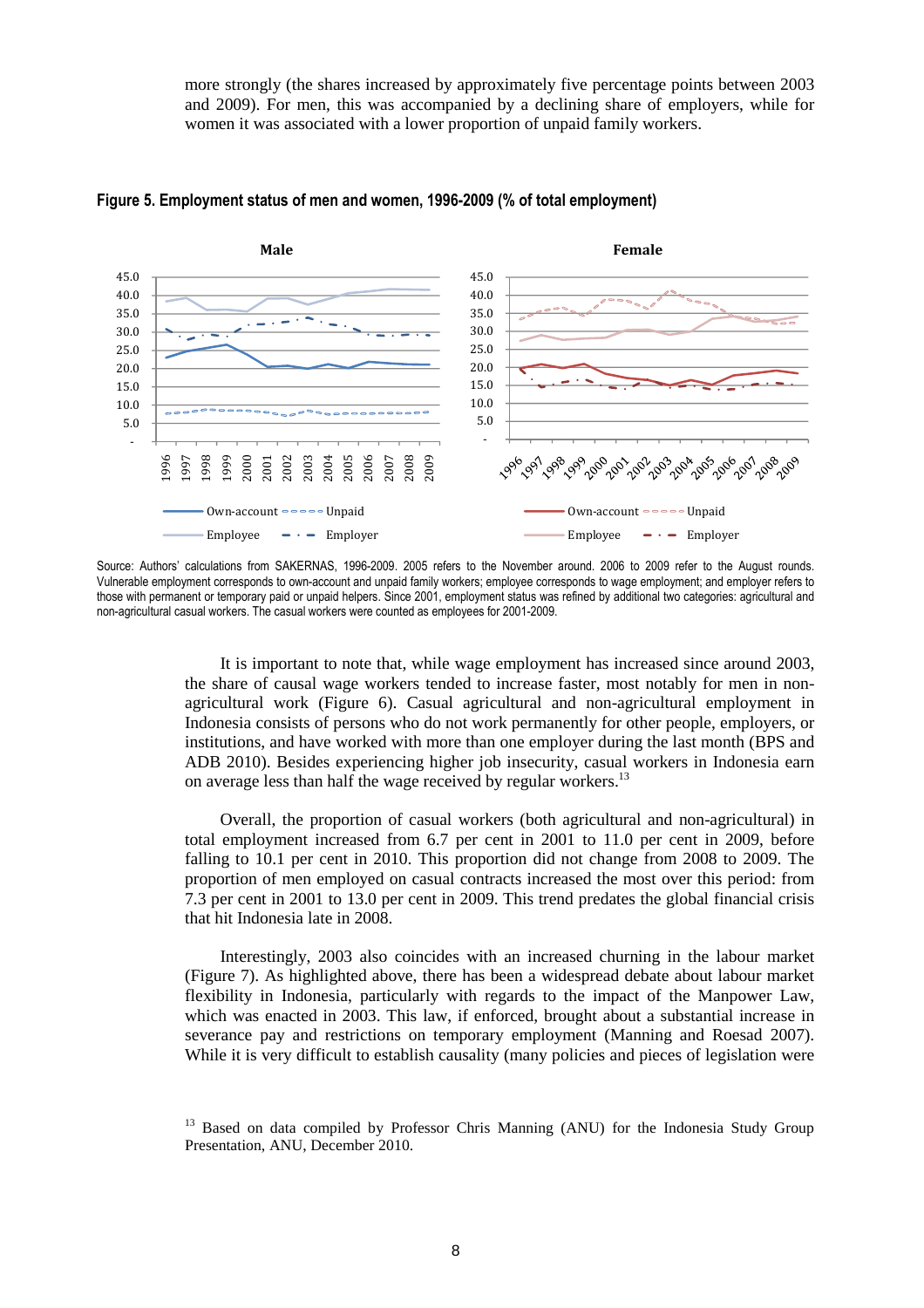more strongly (the shares increased by approximately five percentage points between 2003 and 2009). For men, this was accompanied by a declining share of employers, while for women it was associated with a lower proportion of unpaid family workers.

**Figure 5. Employment status of men and women, 1996-2009 (% of total employment)**

Source: Authors' calculations from SAKERNAS, 1996-2009. 2005 refers to the November around. 2006 to 2009 refer to the August rounds. Vulnerable employment corresponds to own-account and unpaid family workers; employee corresponds to wage employment; and employer refers to those with permanent or temporary paid or unpaid helpers. Since 2001, employment status was refined by additional two categories: agricultural and non-agricultural casual workers. The casual workers were counted as employees for 2001-2009.

It is important to note that, while wage employment has increased since around 2003, the share of causal wage workers tended to increase faster, most notably for men in non-agricultural work (Figure 6). Casual agricultural and non-agricultural employment in Indonesia consists of persons who do not work permanently for other people, employers, or institutions, and have worked with more than one employer during the last month (BPS and ADB 2010). Besides experiencing higher job insecurity, casual workers in Indonesia earn on average less than half the wage received by regular workers.[13]

Overall, the proportion of casual workers (both agricultural and non-agricultural) in total employment increased from 6.7 per cent in 2001 to 11.0 per cent in 2009, before falling to 10.1 per cent in 2010. This proportion did not change from 2008 to 2009. The proportion of men employed on casual contracts increased the most over this period: from 7.3 per cent in 2001 to 13.0 per cent in 2009. This trend predates the global financial crisis that hit Indonesia late in 2008.

Interestingly, 2003 also coincides with an increased churning in the labour market (Figure 7). As highlighted above, there has been a widespread debate about labour market flexibility in Indonesia, particularly with regards to the impact of the Manpower Law, which was enacted in 2003. This law, if enforced, brought about a substantial increase in severance pay and restrictions on temporary employment (Manning and Roesad 2007). While it is very difficult to establish causality (many policies and pieces of legislation were

[13] Based on data compiled by Professor Chris Manning (ANU) for the Indonesia Study Group Presentation, ANU, December 2010.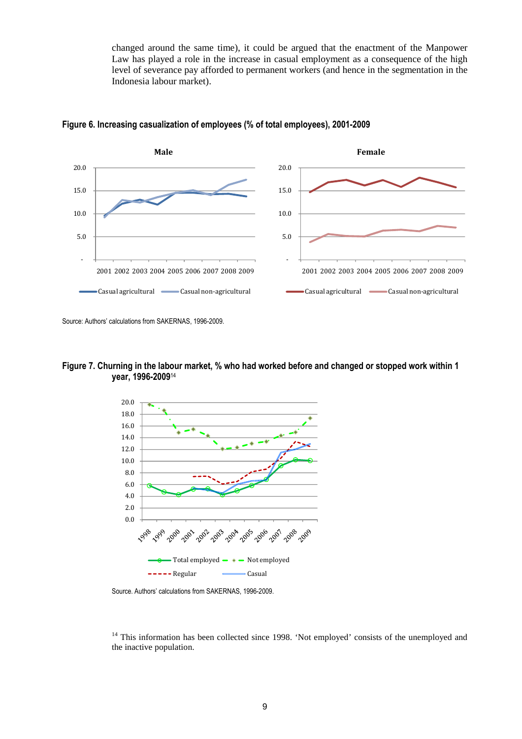changed around the same time), it could be argued that the enactment of the Manpower Law has played a role in the increase in casual employment as a consequence of the high level of severance pay afforded to permanent workers (and hence in the segmentation in the Indonesia labour market).

**Figure 6. Increasing casualization of employees (% of total employees), 2001-2009**

Source: Authors' calculations from SAKERNAS, 1996-2009.

**Figure 7. Churning in the labour market, % who had worked before and changed or stopped work within 1 year, 1996-2009**[14]

Source. Authors' calculations from SAKERNAS, 1996-2009.

[14] This information has been collected since 1998. 'Not employed' consists of the unemployed and the inactive population.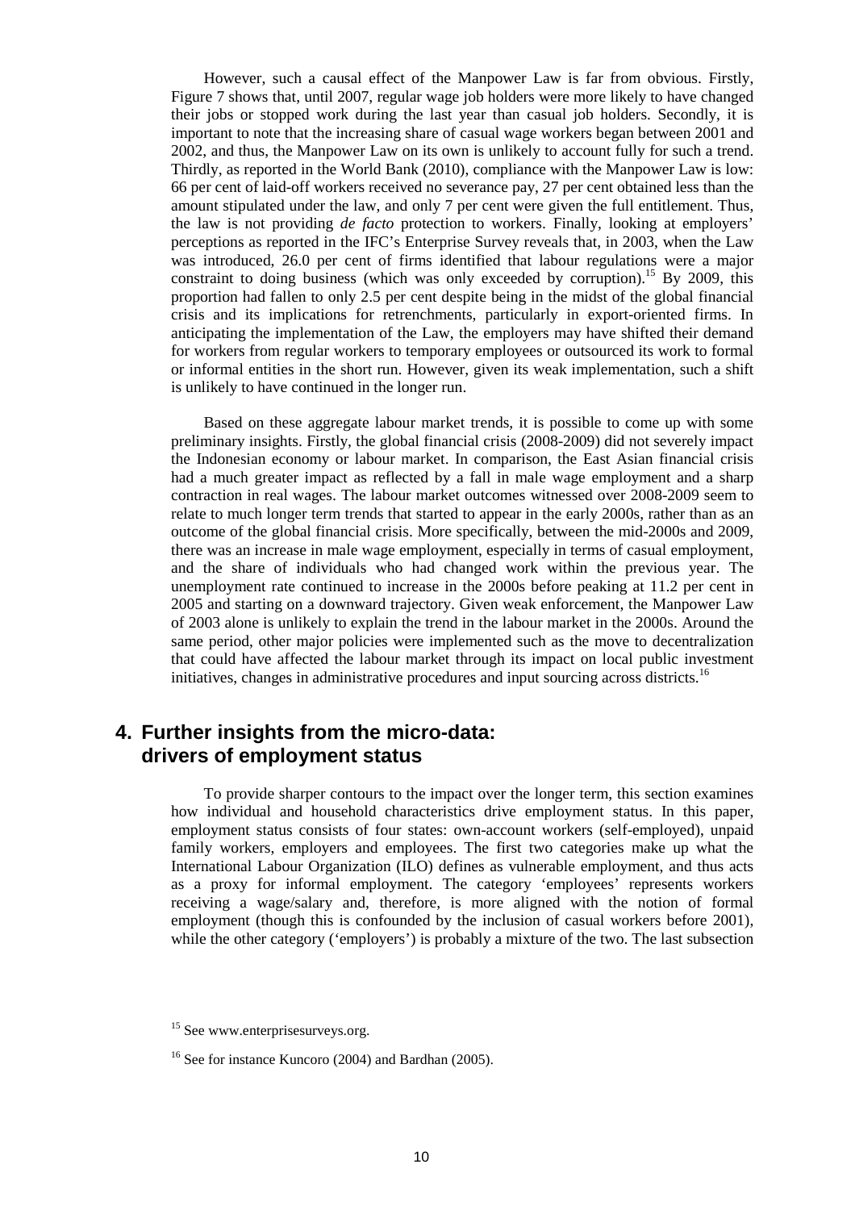However, such a causal effect of the Manpower Law is far from obvious. Firstly, Figure 7 shows that, until 2007, regular wage job holders were more likely to have changed their jobs or stopped work during the last year than casual job holders. Secondly, it is important to note that the increasing share of casual wage workers began between 2001 and 2002, and thus, the Manpower Law on its own is unlikely to account fully for such a trend. Thirdly, as reported in the World Bank (2010), compliance with the Manpower Law is low: 66 per cent of laid-off workers received no severance pay, 27 per cent obtained less than the amount stipulated under the law, and only 7 per cent were given the full entitlement. Thus, the law is not providing *de facto* protection to workers. Finally, looking at employers' perceptions as reported in the IFC's Enterprise Survey reveals that, in 2003, when the Law was introduced, 26.0 per cent of firms identified that labour regulations were a major constraint to doing business (which was only exceeded by corruption).[15] By 2009, this proportion had fallen to only 2.5 per cent despite being in the midst of the global financial crisis and its implications for retrenchments, particularly in export-oriented firms. In anticipating the implementation of the Law, the employers may have shifted their demand for workers from regular workers to temporary employees or outsourced its work to formal or informal entities in the short run. However, given its weak implementation, such a shift is unlikely to have continued in the longer run.

Based on these aggregate labour market trends, it is possible to come up with some preliminary insights. Firstly, the global financial crisis (2008-2009) did not severely impact the Indonesian economy or labour market. In comparison, the East Asian financial crisis had a much greater impact as reflected by a fall in male wage employment and a sharp contraction in real wages. The labour market outcomes witnessed over 2008-2009 seem to relate to much longer term trends that started to appear in the early 2000s, rather than as an outcome of the global financial crisis. More specifically, between the mid-2000s and 2009, there was an increase in male wage employment, especially in terms of casual employment, and the share of individuals who had changed work within the previous year. The unemployment rate continued to increase in the 2000s before peaking at 11.2 per cent in 2005 and starting on a downward trajectory. Given weak enforcement, the Manpower Law of 2003 alone is unlikely to explain the trend in the labour market in the 2000s. Around the same period, other major policies were implemented such as the move to decentralization that could have affected the labour market through its impact on local public investment initiatives, changes in administrative procedures and input sourcing across districts.[16]

## 4. Further insights from the micro-data: drivers of employment status

To provide sharper contours to the impact over the longer term, this section examines how individual and household characteristics drive employment status. In this paper, employment status consists of four states: own-account workers (self-employed), unpaid family workers, employers and employees. The first two categories make up what the International Labour Organization (ILO) defines as vulnerable employment, and thus acts as a proxy for informal employment. The category 'employees' represents workers receiving a wage/salary and, therefore, is more aligned with the notion of formal employment (though this is confounded by the inclusion of casual workers before 2001), while the other category ('employers') is probably a mixture of the two. The last subsection

[15] See www.enterprisesurveys.org.

[16] See for instance Kuncoro (2004) and Bardhan (2005).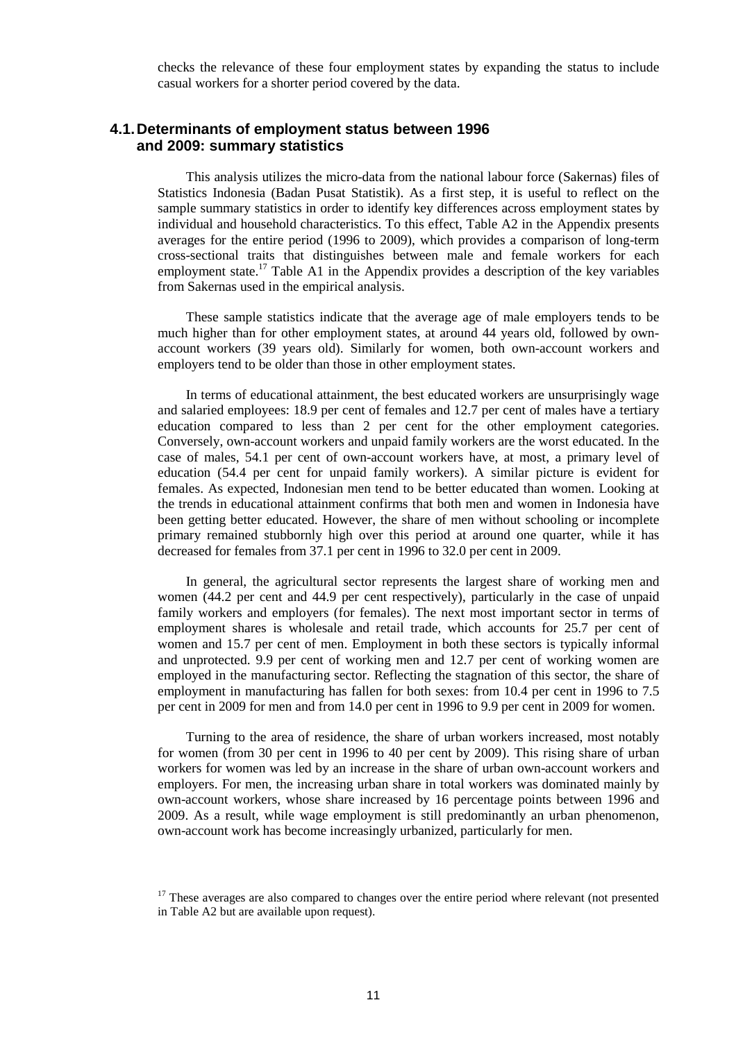checks the relevance of these four employment states by expanding the status to include casual workers for a shorter period covered by the data.

## 4.1. Determinants of employment status between 1996 and 2009: summary statistics

This analysis utilizes the micro-data from the national labour force (Sakernas) files of Statistics Indonesia (Badan Pusat Statistik). As a first step, it is useful to reflect on the sample summary statistics in order to identify key differences across employment states by individual and household characteristics. To this effect, Table A2 in the Appendix presents averages for the entire period (1996 to 2009), which provides a comparison of long-term cross-sectional traits that distinguishes between male and female workers for each employment state.[17] Table A1 in the Appendix provides a description of the key variables from Sakernas used in the empirical analysis.

These sample statistics indicate that the average age of male employers tends to be much higher than for other employment states, at around 44 years old, followed by own-account workers (39 years old). Similarly for women, both own-account workers and employers tend to be older than those in other employment states.

In terms of educational attainment, the best educated workers are unsurprisingly wage and salaried employees: 18.9 per cent of females and 12.7 per cent of males have a tertiary education compared to less than 2 per cent for the other employment categories. Conversely, own-account workers and unpaid family workers are the worst educated. In the case of males, 54.1 per cent of own-account workers have, at most, a primary level of education (54.4 per cent for unpaid family workers). A similar picture is evident for females. As expected, Indonesian men tend to be better educated than women. Looking at the trends in educational attainment confirms that both men and women in Indonesia have been getting better educated. However, the share of men without schooling or incomplete primary remained stubbornly high over this period at around one quarter, while it has decreased for females from 37.1 per cent in 1996 to 32.0 per cent in 2009.

In general, the agricultural sector represents the largest share of working men and women (44.2 per cent and 44.9 per cent respectively), particularly in the case of unpaid family workers and employers (for females). The next most important sector in terms of employment shares is wholesale and retail trade, which accounts for 25.7 per cent of women and 15.7 per cent of men. Employment in both these sectors is typically informal and unprotected. 9.9 per cent of working men and 12.7 per cent of working women are employed in the manufacturing sector. Reflecting the stagnation of this sector, the share of employment in manufacturing has fallen for both sexes: from 10.4 per cent in 1996 to 7.5 per cent in 2009 for men and from 14.0 per cent in 1996 to 9.9 per cent in 2009 for women.

Turning to the area of residence, the share of urban workers increased, most notably for women (from 30 per cent in 1996 to 40 per cent by 2009). This rising share of urban workers for women was led by an increase in the share of urban own-account workers and employers. For men, the increasing urban share in total workers was dominated mainly by own-account workers, whose share increased by 16 percentage points between 1996 and 2009. As a result, while wage employment is still predominantly an urban phenomenon, own-account work has become increasingly urbanized, particularly for men.

[17] These averages are also compared to changes over the entire period where relevant (not presented in Table A2 but are available upon request).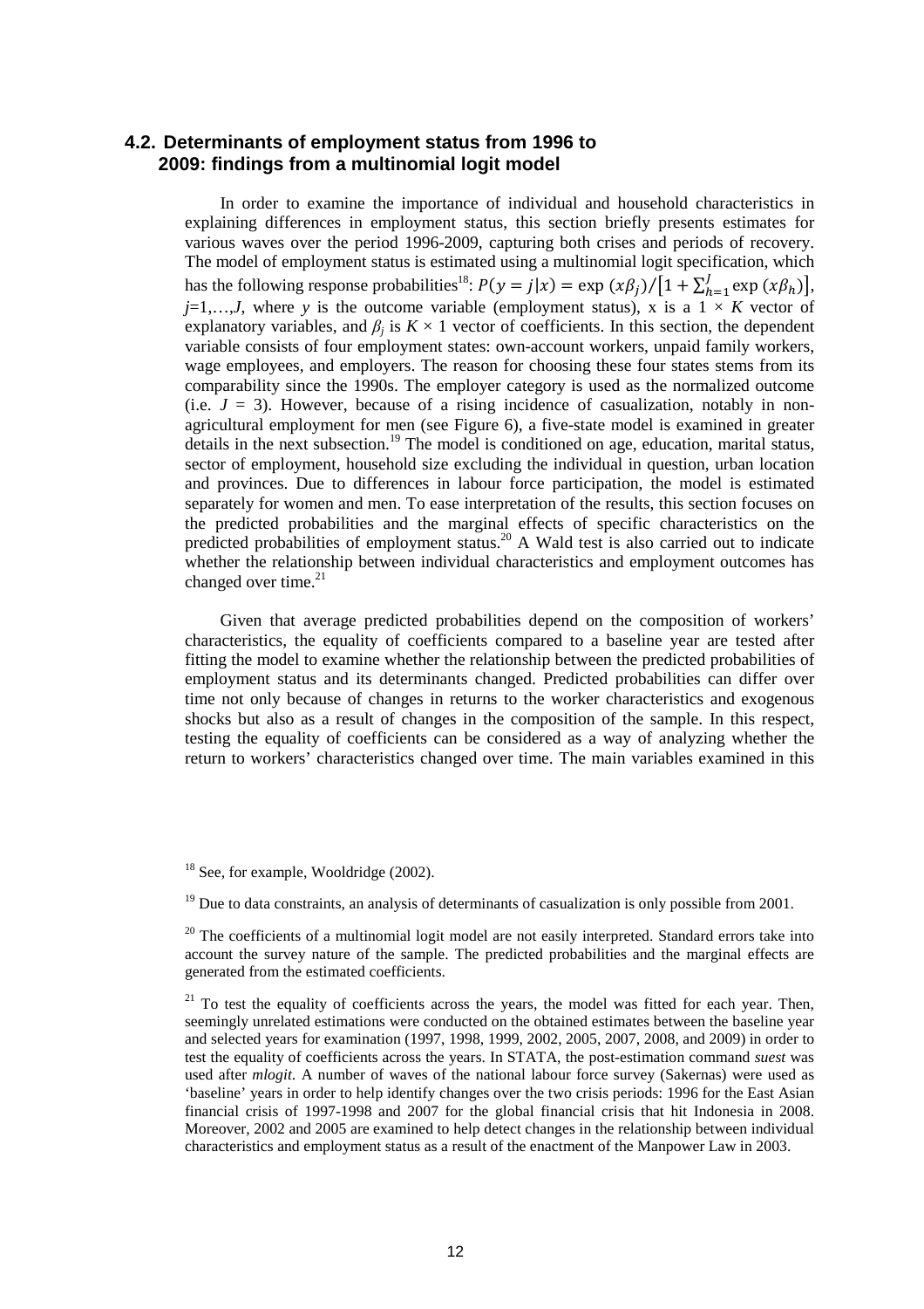## 4.2. Determinants of employment status from 1996 to 2009: findings from a multinomial logit model

In order to examine the importance of individual and household characteristics in explaining differences in employment status, this section briefly presents estimates for various waves over the period 1996-2009, capturing both crises and periods of recovery. The model of employment status is estimated using a multinomial logit specification, which has the following response probabilities[18]: $P(y = j|x) = \exp(x\beta_j)/\left[1 + \sum_{h=1}^{J}\exp(x\beta_h)\right]$, $j$=1,…,$J$, where $y$ is the outcome variable (employment status), x is a $1 \times K$ vector of explanatory variables, and $\beta_j$ is $K \times 1$ vector of coefficients. In this section, the dependent variable consists of four employment states: own-account workers, unpaid family workers, wage employees, and employers. The reason for choosing these four states stems from its comparability since the 1990s. The employer category is used as the normalized outcome (i.e. $J = 3$). However, because of a rising incidence of casualization, notably in non-agricultural employment for men (see Figure 6), a five-state model is examined in greater details in the next subsection.[19] The model is conditioned on age, education, marital status, sector of employment, household size excluding the individual in question, urban location and provinces. Due to differences in labour force participation, the model is estimated separately for women and men. To ease interpretation of the results, this section focuses on the predicted probabilities and the marginal effects of specific characteristics on the predicted probabilities of employment status.[20] A Wald test is also carried out to indicate whether the relationship between individual characteristics and employment outcomes has changed over time.[21]

Given that average predicted probabilities depend on the composition of workers' characteristics, the equality of coefficients compared to a baseline year are tested after fitting the model to examine whether the relationship between the predicted probabilities of employment status and its determinants changed. Predicted probabilities can differ over time not only because of changes in returns to the worker characteristics and exogenous shocks but also as a result of changes in the composition of the sample. In this respect, testing the equality of coefficients can be considered as a way of analyzing whether the return to workers' characteristics changed over time. The main variables examined in this

---

[18] See, for example, Wooldridge (2002).

[19] Due to data constraints, an analysis of determinants of casualization is only possible from 2001.

[20] The coefficients of a multinomial logit model are not easily interpreted. Standard errors take into account the survey nature of the sample. The predicted probabilities and the marginal effects are generated from the estimated coefficients.

[21] To test the equality of coefficients across the years, the model was fitted for each year. Then, seemingly unrelated estimations were conducted on the obtained estimates between the baseline year and selected years for examination (1997, 1998, 1999, 2002, 2005, 2007, 2008, and 2009) in order to test the equality of coefficients across the years. In STATA, the post-estimation command *suest* was used after *mlogit*. A number of waves of the national labour force survey (Sakernas) were used as 'baseline' years in order to help identify changes over the two crisis periods: 1996 for the East Asian financial crisis of 1997-1998 and 2007 for the global financial crisis that hit Indonesia in 2008. Moreover, 2002 and 2005 are examined to help detect changes in the relationship between individual characteristics and employment status as a result of the enactment of the Manpower Law in 2003.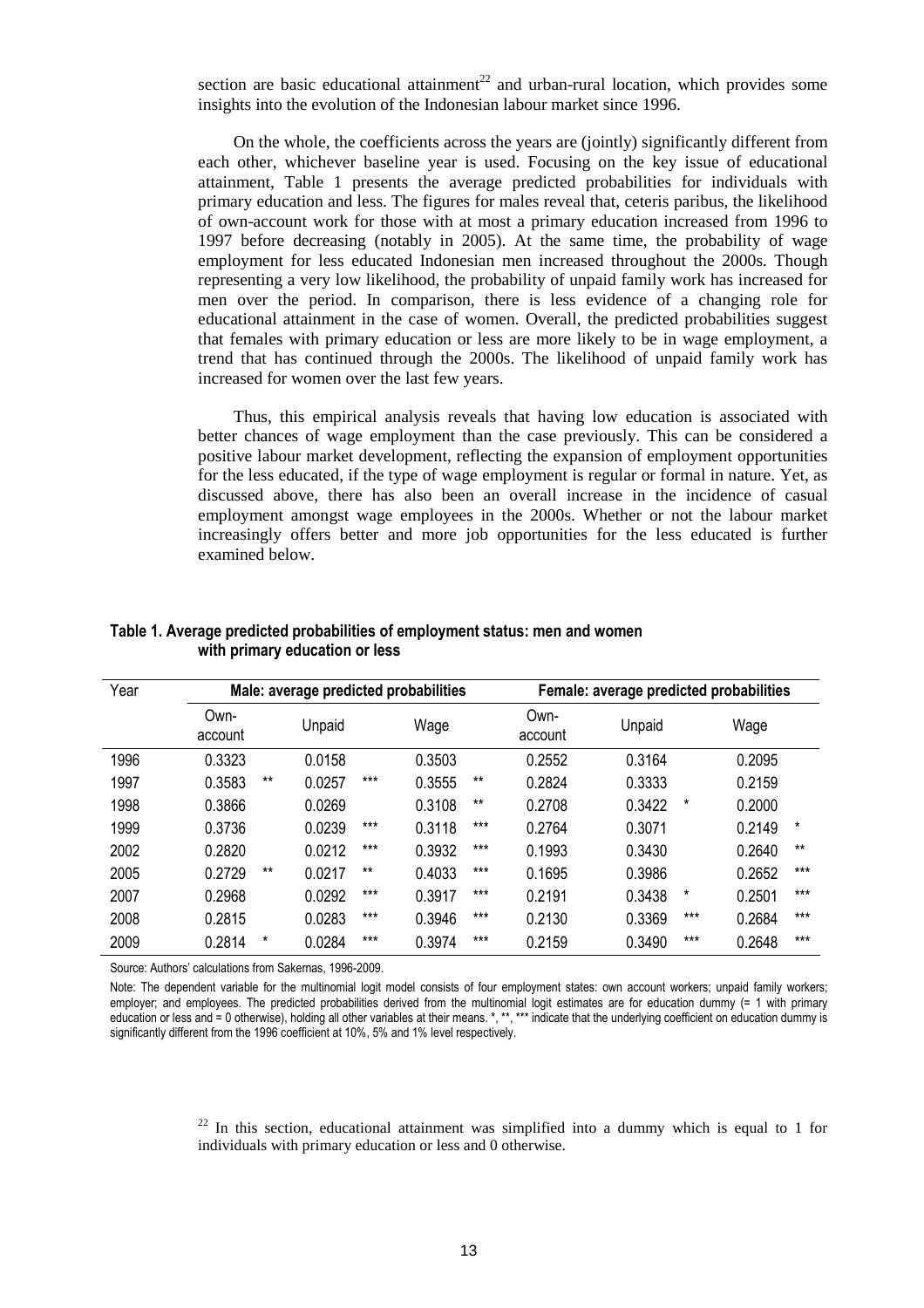section are basic educational attainment[22] and urban-rural location, which provides some insights into the evolution of the Indonesian labour market since 1996.

On the whole, the coefficients across the years are (jointly) significantly different from each other, whichever baseline year is used. Focusing on the key issue of educational attainment, Table 1 presents the average predicted probabilities for individuals with primary education and less. The figures for males reveal that, ceteris paribus, the likelihood of own-account work for those with at most a primary education increased from 1996 to 1997 before decreasing (notably in 2005). At the same time, the probability of wage employment for less educated Indonesian men increased throughout the 2000s. Though representing a very low likelihood, the probability of unpaid family work has increased for men over the period. In comparison, there is less evidence of a changing role for educational attainment in the case of women. Overall, the predicted probabilities suggest that females with primary education or less are more likely to be in wage employment, a trend that has continued through the 2000s. The likelihood of unpaid family work has increased for women over the last few years.

Thus, this empirical analysis reveals that having low education is associated with better chances of wage employment than the case previously. This can be considered a positive labour market development, reflecting the expansion of employment opportunities for the less educated, if the type of wage employment is regular or formal in nature. Yet, as discussed above, there has also been an overall increase in the incidence of casual employment amongst wage employees in the 2000s. Whether or not the labour market increasingly offers better and more job opportunities for the less educated is further examined below.

**Table 1. Average predicted probabilities of employment status: men and women with primary education or less**

| Year | Male: average predicted probabilities | | | | | | Female: average predicted probabilities | | | | | |
|---|---|---|---|---|---|---|---|---|---|---|---|---|
| | Own-account | | Unpaid | | Wage | | Own-account | | Unpaid | | Wage | |
| 1996 | 0.3323 | | 0.0158 | | 0.3503 | | 0.2552 | | 0.3164 | | 0.2095 | |
| 1997 | 0.3583 | ** | 0.0257 | *** | 0.3555 | ** | 0.2824 | | 0.3333 | | 0.2159 | |
| 1998 | 0.3866 | | 0.0269 | | 0.3108 | ** | 0.2708 | | 0.3422 | * | 0.2000 | |
| 1999 | 0.3736 | | 0.0239 | *** | 0.3118 | *** | 0.2764 | | 0.3071 | | 0.2149 | * |
| 2002 | 0.2820 | | 0.0212 | *** | 0.3932 | *** | 0.1993 | | 0.3430 | | 0.2640 | ** |
| 2005 | 0.2729 | ** | 0.0217 | ** | 0.4033 | *** | 0.1695 | | 0.3986 | | 0.2652 | *** |
| 2007 | 0.2968 | | 0.0292 | *** | 0.3917 | *** | 0.2191 | | 0.3438 | * | 0.2501 | *** |
| 2008 | 0.2815 | | 0.0283 | *** | 0.3946 | *** | 0.2130 | | 0.3369 | *** | 0.2684 | *** |
| 2009 | 0.2814 | * | 0.0284 | *** | 0.3974 | *** | 0.2159 | | 0.3490 | *** | 0.2648 | *** |

Source: Authors' calculations from Sakernas, 1996-2009.

Note: The dependent variable for the multinomial logit model consists of four employment states: own account workers; unpaid family workers; employer; and employees. The predicted probabilities derived from the multinomial logit estimates are for education dummy (= 1 with primary education or less and = 0 otherwise), holding all other variables at their means. *, **, *** indicate that the underlying coefficient on education dummy is significantly different from the 1996 coefficient at 10%, 5% and 1% level respectively.

[22] In this section, educational attainment was simplified into a dummy which is equal to 1 for individuals with primary education or less and 0 otherwise.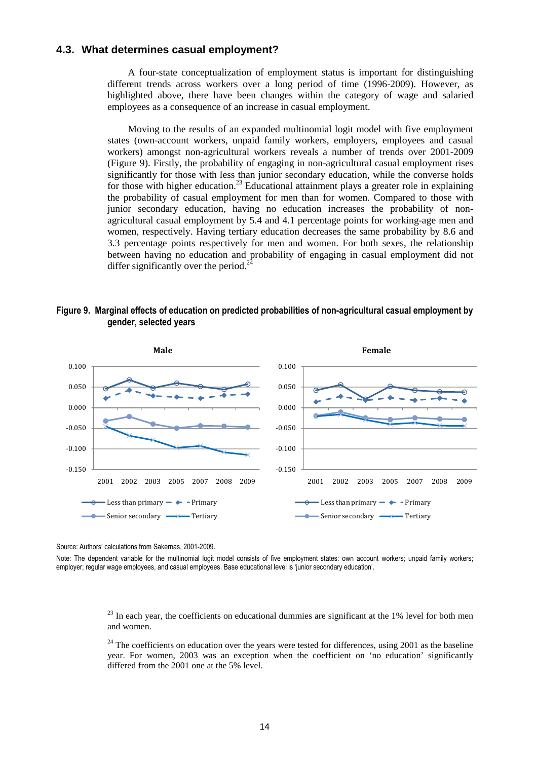### 4.3. What determines casual employment?

A four-state conceptualization of employment status is important for distinguishing different trends across workers over a long period of time (1996-2009). However, as highlighted above, there have been changes within the category of wage and salaried employees as a consequence of an increase in casual employment.

Moving to the results of an expanded multinomial logit model with five employment states (own-account workers, unpaid family workers, employers, employees and casual workers) amongst non-agricultural workers reveals a number of trends over 2001-2009 (Figure 9). Firstly, the probability of engaging in non-agricultural casual employment rises significantly for those with less than junior secondary education, while the converse holds for those with higher education.[23] Educational attainment plays a greater role in explaining the probability of casual employment for men than for women. Compared to those with junior secondary education, having no education increases the probability of non-agricultural casual employment by 5.4 and 4.1 percentage points for working-age men and women, respectively. Having tertiary education decreases the same probability by 8.6 and 3.3 percentage points respectively for men and women. For both sexes, the relationship between having no education and probability of engaging in casual employment did not differ significantly over the period.[24]

**Figure 9. Marginal effects of education on predicted probabilities of non-agricultural casual employment by gender, selected years**

Source: Authors' calculations from Sakernas, 2001-2009.

Note: The dependent variable for the multinomial logit model consists of five employment states: own account workers; unpaid family workers; employer; regular wage employees, and casual employees. Base educational level is 'junior secondary education'.

[23] In each year, the coefficients on educational dummies are significant at the 1% level for both men and women.

[24] The coefficients on education over the years were tested for differences, using 2001 as the baseline year. For women, 2003 was an exception when the coefficient on 'no education' significantly differed from the 2001 one at the 5% level.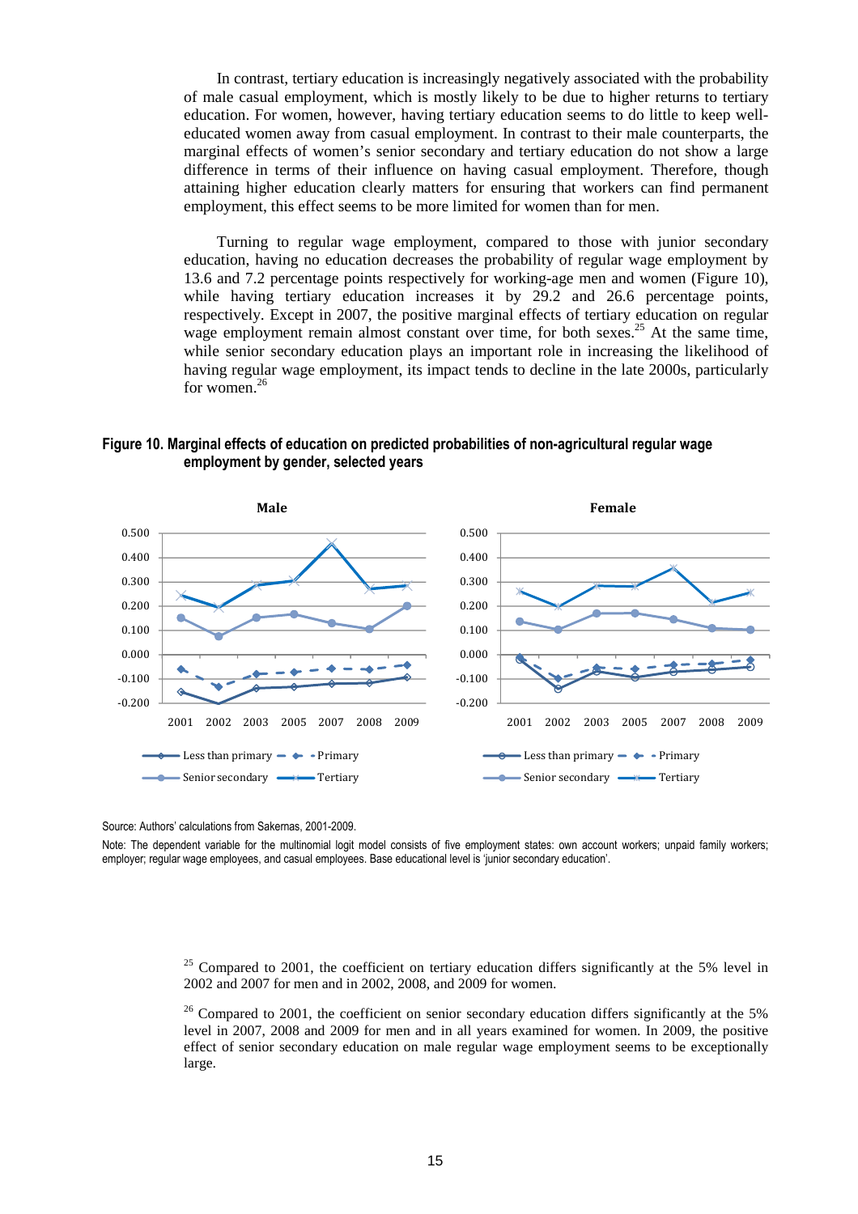In contrast, tertiary education is increasingly negatively associated with the probability of male casual employment, which is mostly likely to be due to higher returns to tertiary education. For women, however, having tertiary education seems to do little to keep well-educated women away from casual employment. In contrast to their male counterparts, the marginal effects of women's senior secondary and tertiary education do not show a large difference in terms of their influence on having casual employment. Therefore, though attaining higher education clearly matters for ensuring that workers can find permanent employment, this effect seems to be more limited for women than for men.

Turning to regular wage employment, compared to those with junior secondary education, having no education decreases the probability of regular wage employment by 13.6 and 7.2 percentage points respectively for working-age men and women (Figure 10), while having tertiary education increases it by 29.2 and 26.6 percentage points, respectively. Except in 2007, the positive marginal effects of tertiary education on regular wage employment remain almost constant over time, for both sexes.[25] At the same time, while senior secondary education plays an important role in increasing the likelihood of having regular wage employment, its impact tends to decline in the late 2000s, particularly for women.[26]

**Figure 10. Marginal effects of education on predicted probabilities of non-agricultural regular wage employment by gender, selected years**

Source: Authors' calculations from Sakernas, 2001-2009.

Note: The dependent variable for the multinomial logit model consists of five employment states: own account workers; unpaid family workers; employer; regular wage employees, and casual employees. Base educational level is 'junior secondary education'.

[25] Compared to 2001, the coefficient on tertiary education differs significantly at the 5% level in 2002 and 2007 for men and in 2002, 2008, and 2009 for women.

[26] Compared to 2001, the coefficient on senior secondary education differs significantly at the 5% level in 2007, 2008 and 2009 for men and in all years examined for women. In 2009, the positive effect of senior secondary education on male regular wage employment seems to be exceptionally large.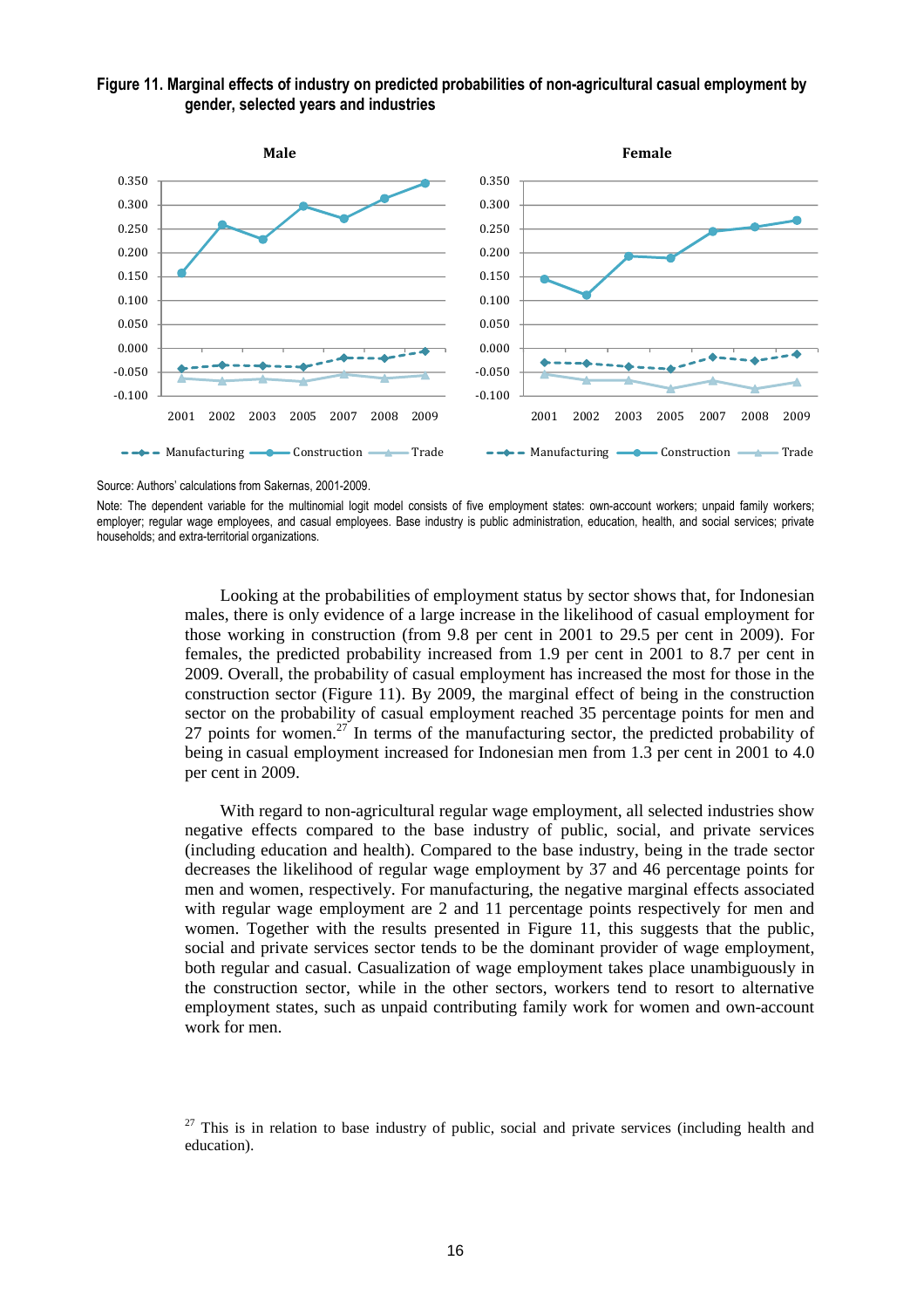**Figure 11. Marginal effects of industry on predicted probabilities of non-agricultural casual employment by gender, selected years and industries**

Source: Authors' calculations from Sakernas, 2001-2009.

Note: The dependent variable for the multinomial logit model consists of five employment states: own-account workers; unpaid family workers; employer; regular wage employees, and casual employees. Base industry is public administration, education, health, and social services; private households; and extra-territorial organizations.

Looking at the probabilities of employment status by sector shows that, for Indonesian males, there is only evidence of a large increase in the likelihood of casual employment for those working in construction (from 9.8 per cent in 2001 to 29.5 per cent in 2009). For females, the predicted probability increased from 1.9 per cent in 2001 to 8.7 per cent in 2009. Overall, the probability of casual employment has increased the most for those in the construction sector (Figure 11). By 2009, the marginal effect of being in the construction sector on the probability of casual employment reached 35 percentage points for men and 27 points for women.[27] In terms of the manufacturing sector, the predicted probability of being in casual employment increased for Indonesian men from 1.3 per cent in 2001 to 4.0 per cent in 2009.

With regard to non-agricultural regular wage employment, all selected industries show negative effects compared to the base industry of public, social, and private services (including education and health). Compared to the base industry, being in the trade sector decreases the likelihood of regular wage employment by 37 and 46 percentage points for men and women, respectively. For manufacturing, the negative marginal effects associated with regular wage employment are 2 and 11 percentage points respectively for men and women. Together with the results presented in Figure 11, this suggests that the public, social and private services sector tends to be the dominant provider of wage employment, both regular and casual. Casualization of wage employment takes place unambiguously in the construction sector, while in the other sectors, workers tend to resort to alternative employment states, such as unpaid contributing family work for women and own-account work for men.

[27] This is in relation to base industry of public, social and private services (including health and education).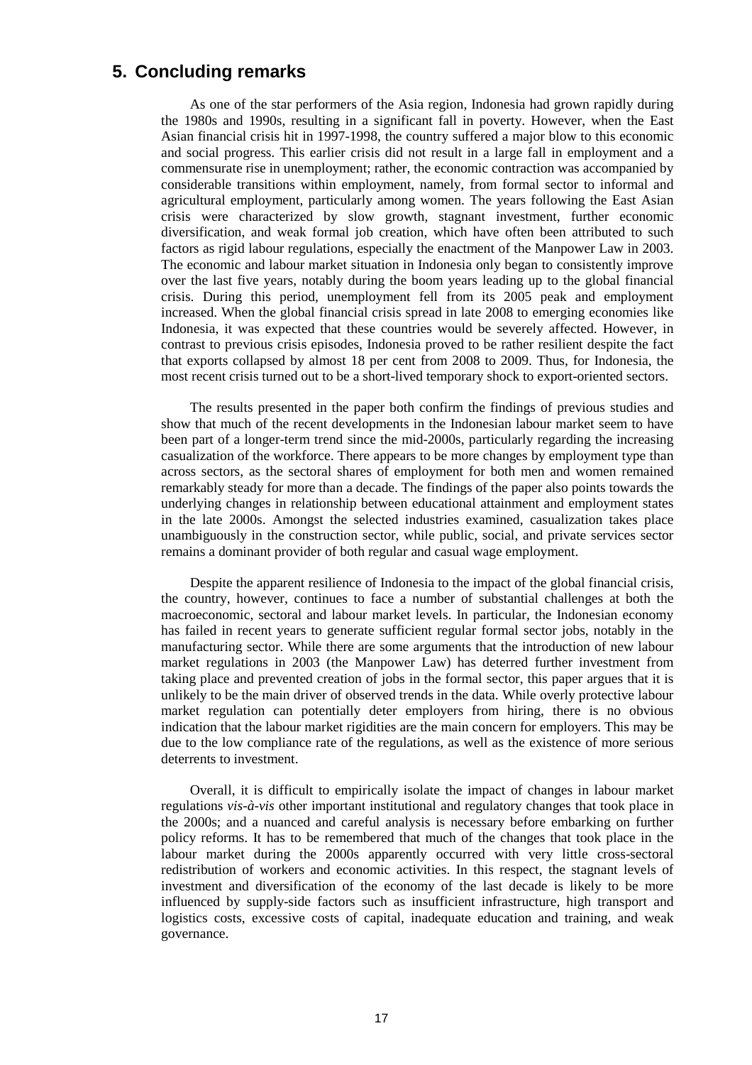## 5. Concluding remarks

As one of the star performers of the Asia region, Indonesia had grown rapidly during the 1980s and 1990s, resulting in a significant fall in poverty. However, when the East Asian financial crisis hit in 1997-1998, the country suffered a major blow to this economic and social progress. This earlier crisis did not result in a large fall in employment and a commensurate rise in unemployment; rather, the economic contraction was accompanied by considerable transitions within employment, namely, from formal sector to informal and agricultural employment, particularly among women. The years following the East Asian crisis were characterized by slow growth, stagnant investment, further economic diversification, and weak formal job creation, which have often been attributed to such factors as rigid labour regulations, especially the enactment of the Manpower Law in 2003. The economic and labour market situation in Indonesia only began to consistently improve over the last five years, notably during the boom years leading up to the global financial crisis. During this period, unemployment fell from its 2005 peak and employment increased. When the global financial crisis spread in late 2008 to emerging economies like Indonesia, it was expected that these countries would be severely affected. However, in contrast to previous crisis episodes, Indonesia proved to be rather resilient despite the fact that exports collapsed by almost 18 per cent from 2008 to 2009. Thus, for Indonesia, the most recent crisis turned out to be a short-lived temporary shock to export-oriented sectors.

The results presented in the paper both confirm the findings of previous studies and show that much of the recent developments in the Indonesian labour market seem to have been part of a longer-term trend since the mid-2000s, particularly regarding the increasing casualization of the workforce. There appears to be more changes by employment type than across sectors, as the sectoral shares of employment for both men and women remained remarkably steady for more than a decade. The findings of the paper also points towards the underlying changes in relationship between educational attainment and employment states in the late 2000s. Amongst the selected industries examined, casualization takes place unambiguously in the construction sector, while public, social, and private services sector remains a dominant provider of both regular and casual wage employment.

Despite the apparent resilience of Indonesia to the impact of the global financial crisis, the country, however, continues to face a number of substantial challenges at both the macroeconomic, sectoral and labour market levels. In particular, the Indonesian economy has failed in recent years to generate sufficient regular formal sector jobs, notably in the manufacturing sector. While there are some arguments that the introduction of new labour market regulations in 2003 (the Manpower Law) has deterred further investment from taking place and prevented creation of jobs in the formal sector, this paper argues that it is unlikely to be the main driver of observed trends in the data. While overly protective labour market regulation can potentially deter employers from hiring, there is no obvious indication that the labour market rigidities are the main concern for employers. This may be due to the low compliance rate of the regulations, as well as the existence of more serious deterrents to investment.

Overall, it is difficult to empirically isolate the impact of changes in labour market regulations *vis-à-vis* other important institutional and regulatory changes that took place in the 2000s; and a nuanced and careful analysis is necessary before embarking on further policy reforms. It has to be remembered that much of the changes that took place in the labour market during the 2000s apparently occurred with very little cross-sectoral redistribution of workers and economic activities. In this respect, the stagnant levels of investment and diversification of the economy of the last decade is likely to be more influenced by supply-side factors such as insufficient infrastructure, high transport and logistics costs, excessive costs of capital, inadequate education and training, and weak governance.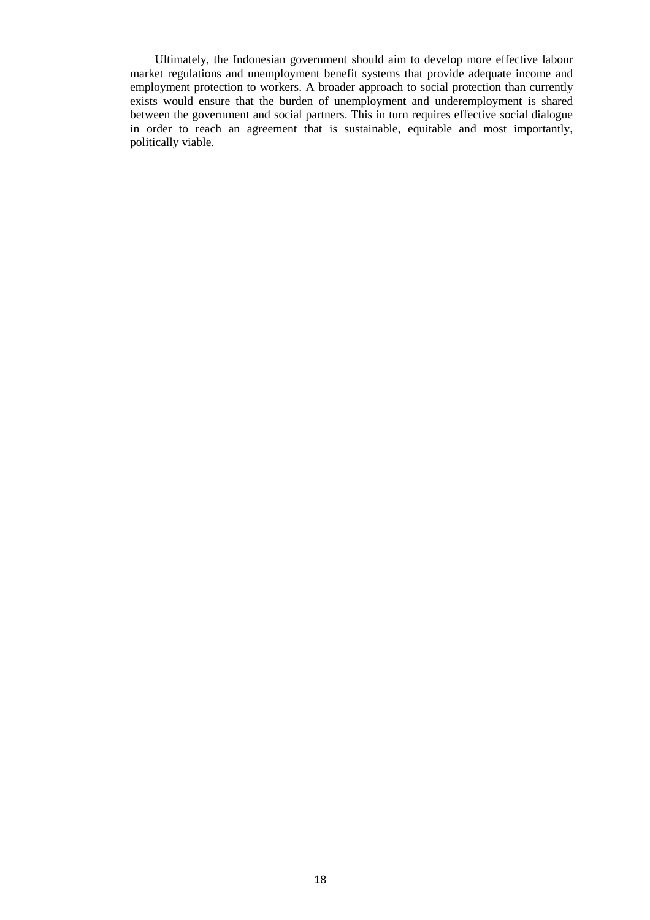Ultimately, the Indonesian government should aim to develop more effective labour market regulations and unemployment benefit systems that provide adequate income and employment protection to workers. A broader approach to social protection than currently exists would ensure that the burden of unemployment and underemployment is shared between the government and social partners. This in turn requires effective social dialogue in order to reach an agreement that is sustainable, equitable and most importantly, politically viable.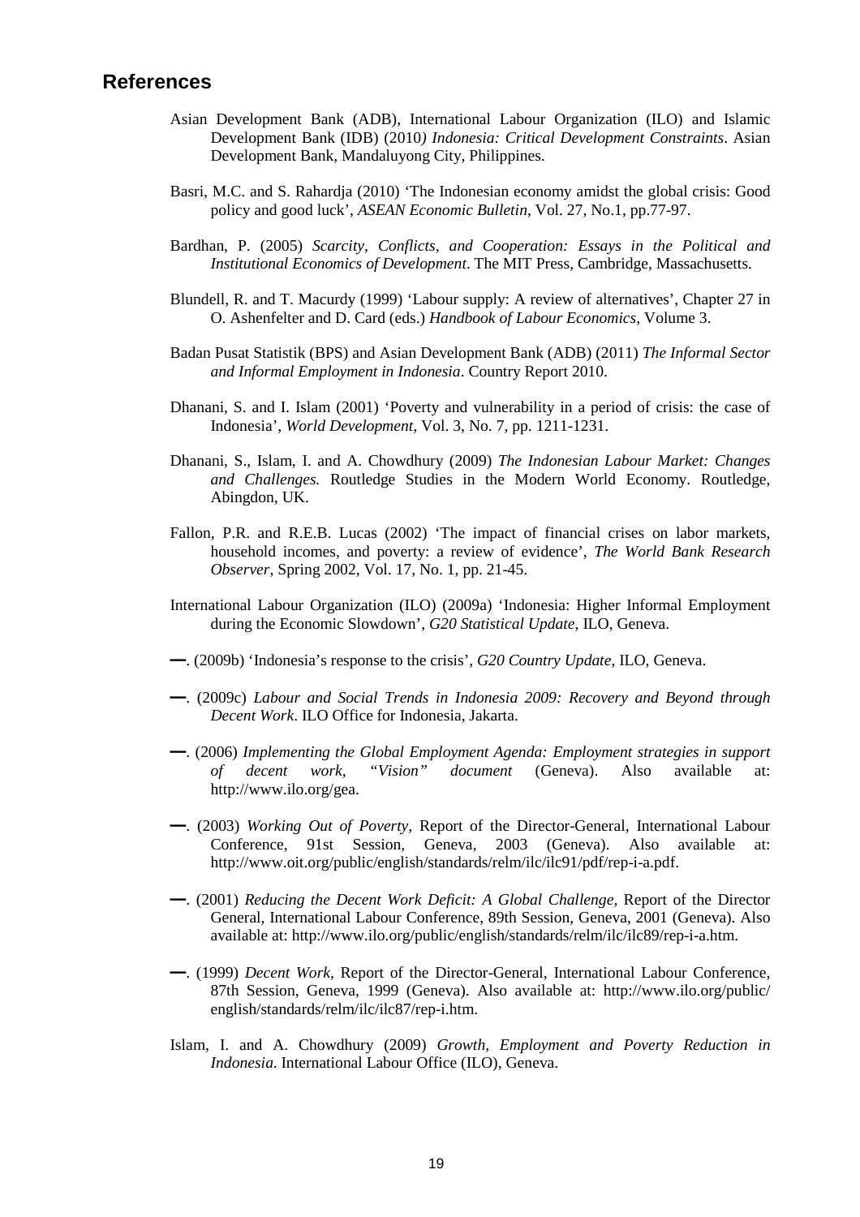## References

Asian Development Bank (ADB), International Labour Organization (ILO) and Islamic Development Bank (IDB) (2010*) Indonesia: Critical Development Constraints*. Asian Development Bank, Mandaluyong City, Philippines.

Basri, M.C. and S. Rahardja (2010) 'The Indonesian economy amidst the global crisis: Good policy and good luck', *ASEAN Economic Bulletin*, Vol. 27, No.1, pp.77-97.

Bardhan, P. (2005) *Scarcity, Conflicts, and Cooperation: Essays in the Political and Institutional Economics of Development*. The MIT Press, Cambridge, Massachusetts.

Blundell, R. and T. Macurdy (1999) 'Labour supply: A review of alternatives', Chapter 27 in O. Ashenfelter and D. Card (eds.) *Handbook of Labour Economics*, Volume 3.

Badan Pusat Statistik (BPS) and Asian Development Bank (ADB) (2011) *The Informal Sector and Informal Employment in Indonesia*. Country Report 2010.

Dhanani, S. and I. Islam (2001) 'Poverty and vulnerability in a period of crisis: the case of Indonesia', *World Development*, Vol. 3, No. 7, pp. 1211-1231.

Dhanani, S., Islam, I. and A. Chowdhury (2009) *The Indonesian Labour Market: Changes and Challenges.* Routledge Studies in the Modern World Economy. Routledge, Abingdon, UK.

Fallon, P.R. and R.E.B. Lucas (2002) 'The impact of financial crises on labor markets, household incomes, and poverty: a review of evidence', *The World Bank Research Observer*, Spring 2002, Vol. 17, No. 1, pp. 21-45.

International Labour Organization (ILO) (2009a) 'Indonesia: Higher Informal Employment during the Economic Slowdown', *G20 Statistical Update*, ILO, Geneva.

—. (2009b) 'Indonesia's response to the crisis', *G20 Country Update*, ILO, Geneva.

—. (2009c) *Labour and Social Trends in Indonesia 2009: Recovery and Beyond through Decent Work*. ILO Office for Indonesia, Jakarta.

—. (2006) *Implementing the Global Employment Agenda: Employment strategies in support of decent work, "Vision" document* (Geneva). Also available at: http://www.ilo.org/gea.

—. (2003) *Working Out of Poverty,* Report of the Director-General, International Labour Conference, 91st Session, Geneva, 2003 (Geneva). Also available at: http://www.oit.org/public/english/standards/relm/ilc/ilc91/pdf/rep-i-a.pdf.

—. (2001) *Reducing the Decent Work Deficit: A Global Challenge,* Report of the Director General, International Labour Conference, 89th Session, Geneva, 2001 (Geneva). Also available at: http://www.ilo.org/public/english/standards/relm/ilc/ilc89/rep-i-a.htm.

—. (1999) *Decent Work,* Report of the Director-General, International Labour Conference, 87th Session, Geneva, 1999 (Geneva). Also available at: http://www.ilo.org/public/english/standards/relm/ilc/ilc87/rep-i.htm.

Islam, I. and A. Chowdhury (2009) *Growth, Employment and Poverty Reduction in Indonesia.* International Labour Office (ILO), Geneva.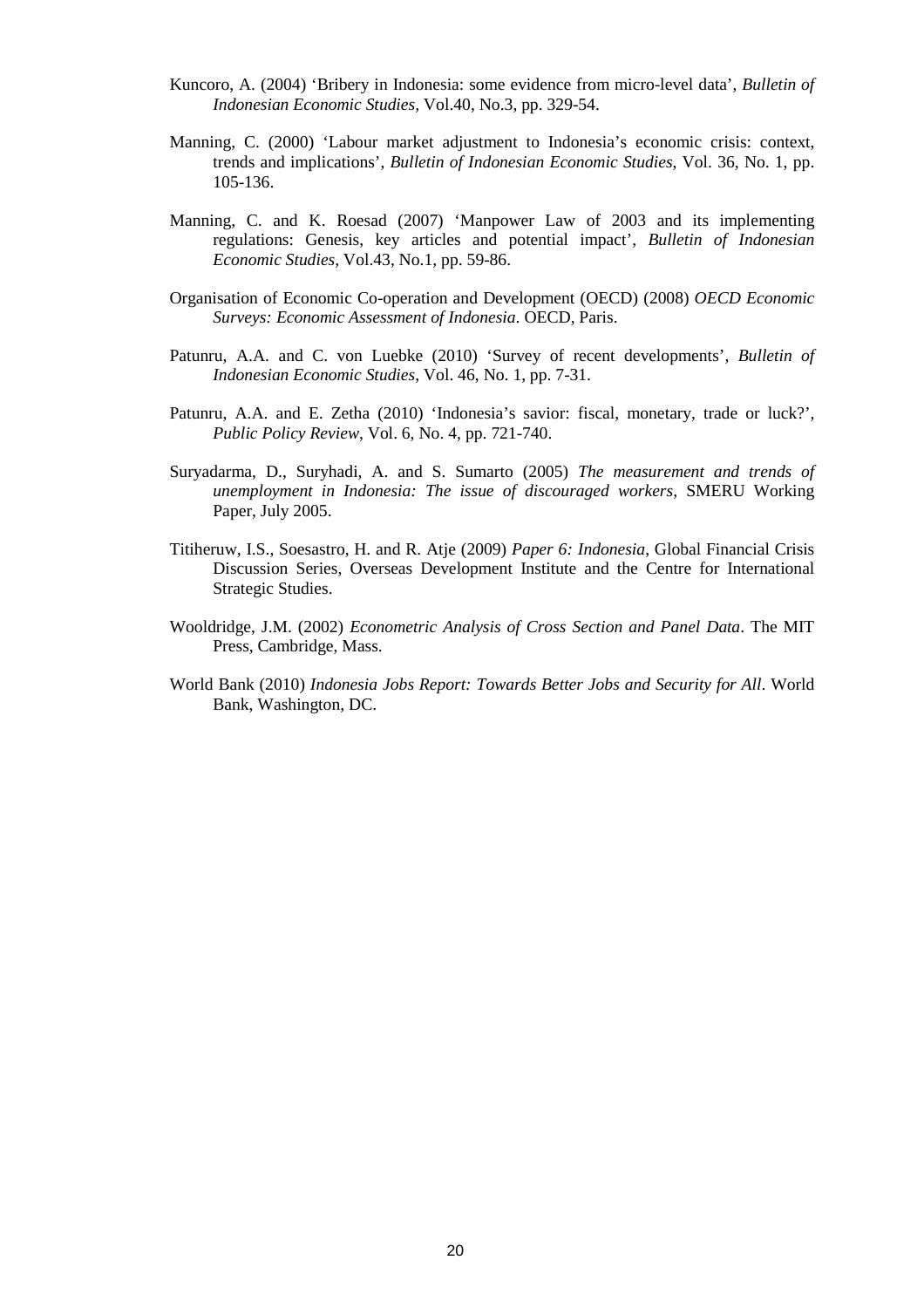Kuncoro, A. (2004) 'Bribery in Indonesia: some evidence from micro-level data', *Bulletin of Indonesian Economic Studies*, Vol.40, No.3, pp. 329-54.

Manning, C. (2000) 'Labour market adjustment to Indonesia's economic crisis: context, trends and implications', *Bulletin of Indonesian Economic Studies*, Vol. 36, No. 1, pp. 105-136.

Manning, C. and K. Roesad (2007) 'Manpower Law of 2003 and its implementing regulations: Genesis, key articles and potential impact', *Bulletin of Indonesian Economic Studies*, Vol.43, No.1, pp. 59-86.

Organisation of Economic Co-operation and Development (OECD) (2008) *OECD Economic Surveys: Economic Assessment of Indonesia*. OECD, Paris.

Patunru, A.A. and C. von Luebke (2010) 'Survey of recent developments', *Bulletin of Indonesian Economic Studies*, Vol. 46, No. 1, pp. 7-31.

Patunru, A.A. and E. Zetha (2010) 'Indonesia's savior: fiscal, monetary, trade or luck?', *Public Policy Review*, Vol. 6, No. 4, pp. 721-740.

Suryadarma, D., Suryhadi, A. and S. Sumarto (2005) *The measurement and trends of unemployment in Indonesia: The issue of discouraged workers*, SMERU Working Paper, July 2005.

Titiheruw, I.S., Soesastro, H. and R. Atje (2009) *Paper 6: Indonesia*, Global Financial Crisis Discussion Series, Overseas Development Institute and the Centre for International Strategic Studies.

Wooldridge, J.M. (2002) *Econometric Analysis of Cross Section and Panel Data*. The MIT Press, Cambridge, Mass.

World Bank (2010) *Indonesia Jobs Report: Towards Better Jobs and Security for All*. World Bank, Washington, DC.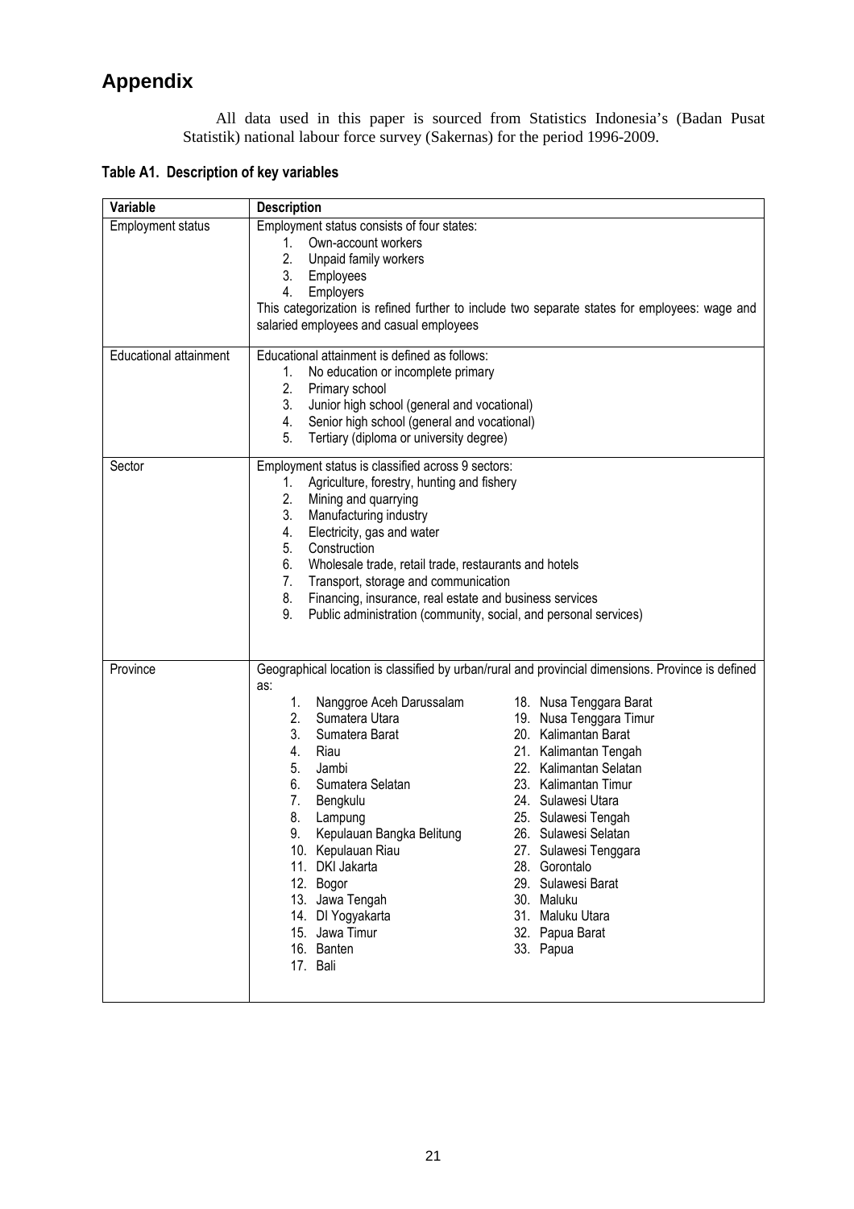# Appendix

All data used in this paper is sourced from Statistics Indonesia's (Badan Pusat Statistik) national labour force survey (Sakernas) for the period 1996-2009.

**Table A1. Description of key variables**

| Variable | Description |
|---|---|
| Employment status | Employment status consists of four states:<br>1. Own-account workers<br>2. Unpaid family workers<br>3. Employees<br>4. Employers<br>This categorization is refined further to include two separate states for employees: wage and salaried employees and casual employees |
| Educational attainment | Educational attainment is defined as follows:<br>1. No education or incomplete primary<br>2. Primary school<br>3. Junior high school (general and vocational)<br>4. Senior high school (general and vocational)<br>5. Tertiary (diploma or university degree) |
| Sector | Employment status is classified across 9 sectors:<br>1. Agriculture, forestry, hunting and fishery<br>2. Mining and quarrying<br>3. Manufacturing industry<br>4. Electricity, gas and water<br>5. Construction<br>6. Wholesale trade, retail trade, restaurants and hotels<br>7. Transport, storage and communication<br>8. Financing, insurance, real estate and business services<br>9. Public administration (community, social, and personal services) |
| Province | Geographical location is classified by urban/rural and provincial dimensions. Province is defined as:<br>1. Nanggroe Aceh Darussalam<br>2. Sumatera Utara<br>3. Sumatera Barat<br>4. Riau<br>5. Jambi<br>6. Sumatera Selatan<br>7. Bengkulu<br>8. Lampung<br>9. Kepulauan Bangka Belitung<br>10. Kepulauan Riau<br>11. DKI Jakarta<br>12. Bogor<br>13. Jawa Tengah<br>14. DI Yogyakarta<br>15. Jawa Timur<br>16. Banten<br>17. Bali<br>18. Nusa Tenggara Barat<br>19. Nusa Tenggara Timur<br>20. Kalimantan Barat<br>21. Kalimantan Tengah<br>22. Kalimantan Selatan<br>23. Kalimantan Timur<br>24. Sulawesi Utara<br>25. Sulawesi Tengah<br>26. Sulawesi Selatan<br>27. Sulawesi Tenggara<br>28. Gorontalo<br>29. Sulawesi Barat<br>30. Maluku<br>31. Maluku Utara<br>32. Papua Barat<br>33. Papua |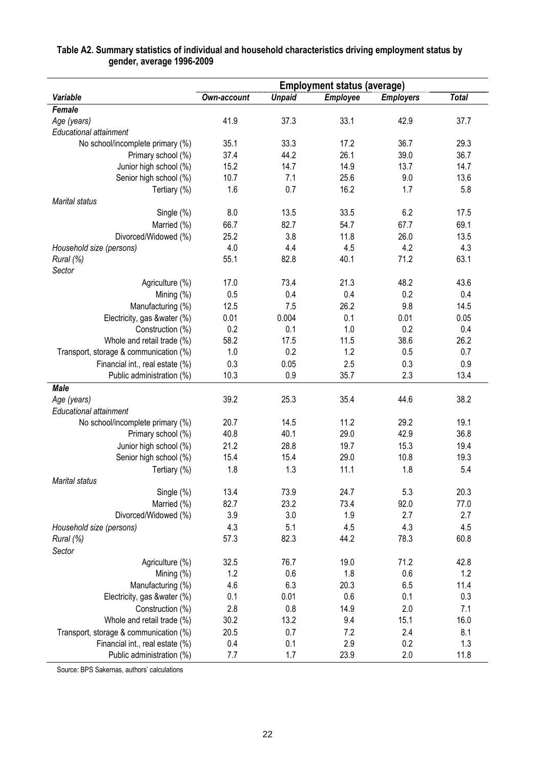**Table A2. Summary statistics of individual and household characteristics driving employment status by gender, average 1996-2009**

| *Variable* | *Own-account* | *Unpaid* | *Employee* | *Employers* | *Total* |
|---|---|---|---|---|---|
| | **Employment status (average)** | | | | |
| ***Female*** | | | | | |
| *Age (years)* | 41.9 | 37.3 | 33.1 | 42.9 | 37.7 |
| *Educational attainment* | | | | | |
| No school/incomplete primary (%) | 35.1 | 33.3 | 17.2 | 36.7 | 29.3 |
| Primary school (%) | 37.4 | 44.2 | 26.1 | 39.0 | 36.7 |
| Junior high school (%) | 15.2 | 14.7 | 14.9 | 13.7 | 14.7 |
| Senior high school (%) | 10.7 | 7.1 | 25.6 | 9.0 | 13.6 |
| Tertiary (%) | 1.6 | 0.7 | 16.2 | 1.7 | 5.8 |
| *Marital status* | | | | | |
| Single (%) | 8.0 | 13.5 | 33.5 | 6.2 | 17.5 |
| Married (%) | 66.7 | 82.7 | 54.7 | 67.7 | 69.1 |
| Divorced/Widowed (%) | 25.2 | 3.8 | 11.8 | 26.0 | 13.5 |
| *Household size (persons)* | 4.0 | 4.4 | 4.5 | 4.2 | 4.3 |
| *Rural (%)* | 55.1 | 82.8 | 40.1 | 71.2 | 63.1 |
| *Sector* | | | | | |
| Agriculture (%) | 17.0 | 73.4 | 21.3 | 48.2 | 43.6 |
| Mining (%) | 0.5 | 0.4 | 0.4 | 0.2 | 0.4 |
| Manufacturing (%) | 12.5 | 7.5 | 26.2 | 9.8 | 14.5 |
| Electricity, gas &water (%) | 0.01 | 0.004 | 0.1 | 0.01 | 0.05 |
| Construction (%) | 0.2 | 0.1 | 1.0 | 0.2 | 0.4 |
| Whole and retail trade (%) | 58.2 | 17.5 | 11.5 | 38.6 | 26.2 |
| Transport, storage & communication (%) | 1.0 | 0.2 | 1.2 | 0.5 | 0.7 |
| Financial int., real estate (%) | 0.3 | 0.05 | 2.5 | 0.3 | 0.9 |
| Public administration (%) | 10.3 | 0.9 | 35.7 | 2.3 | 13.4 |
| ***Male*** | | | | | |
| *Age (years)* | 39.2 | 25.3 | 35.4 | 44.6 | 38.2 |
| *Educational attainment* | | | | | |
| No school/incomplete primary (%) | 20.7 | 14.5 | 11.2 | 29.2 | 19.1 |
| Primary school (%) | 40.8 | 40.1 | 29.0 | 42.9 | 36.8 |
| Junior high school (%) | 21.2 | 28.8 | 19.7 | 15.3 | 19.4 |
| Senior high school (%) | 15.4 | 15.4 | 29.0 | 10.8 | 19.3 |
| Tertiary (%) | 1.8 | 1.3 | 11.1 | 1.8 | 5.4 |
| *Marital status* | | | | | |
| Single (%) | 13.4 | 73.9 | 24.7 | 5.3 | 20.3 |
| Married (%) | 82.7 | 23.2 | 73.4 | 92.0 | 77.0 |
| Divorced/Widowed (%) | 3.9 | 3.0 | 1.9 | 2.7 | 2.7 |
| *Household size (persons)* | 4.3 | 5.1 | 4.5 | 4.3 | 4.5 |
| *Rural (%)* | 57.3 | 82.3 | 44.2 | 78.3 | 60.8 |
| *Sector* | | | | | |
| Agriculture (%) | 32.5 | 76.7 | 19.0 | 71.2 | 42.8 |
| Mining (%) | 1.2 | 0.6 | 1.8 | 0.6 | 1.2 |
| Manufacturing (%) | 4.6 | 6.3 | 20.3 | 6.5 | 11.4 |
| Electricity, gas &water (%) | 0.1 | 0.01 | 0.6 | 0.1 | 0.3 |
| Construction (%) | 2.8 | 0.8 | 14.9 | 2.0 | 7.1 |
| Whole and retail trade (%) | 30.2 | 13.2 | 9.4 | 15.1 | 16.0 |
| Transport, storage & communication (%) | 20.5 | 0.7 | 7.2 | 2.4 | 8.1 |
| Financial int., real estate (%) | 0.4 | 0.1 | 2.9 | 0.2 | 1.3 |
| Public administration (%) | 7.7 | 1.7 | 23.9 | 2.0 | 11.8 |

Source: BPS Sakernas, authors' calculations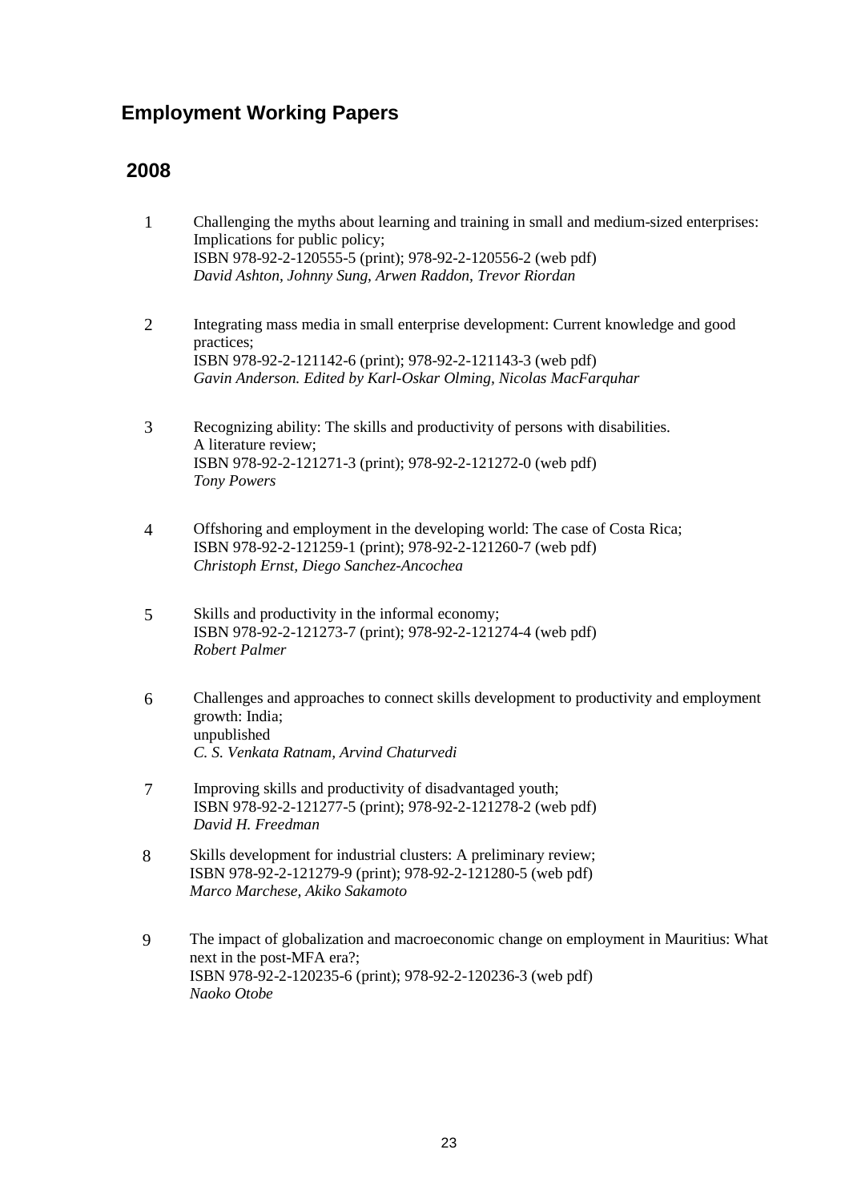## Employment Working Papers

### 2008

1. Challenging the myths about learning and training in small and medium-sized enterprises: Implications for public policy;  
   ISBN 978-92-2-120555-5 (print); 978-92-2-120556-2 (web pdf)  
   *David Ashton, Johnny Sung, Arwen Raddon, Trevor Riordan*

2. Integrating mass media in small enterprise development: Current knowledge and good practices;  
   ISBN 978-92-2-121142-6 (print); 978-92-2-121143-3 (web pdf)  
   *Gavin Anderson. Edited by Karl-Oskar Olming, Nicolas MacFarquhar*

3. Recognizing ability: The skills and productivity of persons with disabilities. A literature review;  
   ISBN 978-92-2-121271-3 (print); 978-92-2-121272-0 (web pdf)  
   *Tony Powers*

4. Offshoring and employment in the developing world: The case of Costa Rica;  
   ISBN 978-92-2-121259-1 (print); 978-92-2-121260-7 (web pdf)  
   *Christoph Ernst, Diego Sanchez-Ancochea*

5. Skills and productivity in the informal economy;  
   ISBN 978-92-2-121273-7 (print); 978-92-2-121274-4 (web pdf)  
   *Robert Palmer*

6. Challenges and approaches to connect skills development to productivity and employment growth: India;  
   unpublished  
   *C. S. Venkata Ratnam, Arvind Chaturvedi*

7. Improving skills and productivity of disadvantaged youth;  
   ISBN 978-92-2-121277-5 (print); 978-92-2-121278-2 (web pdf)  
   *David H. Freedman*

8. Skills development for industrial clusters: A preliminary review;  
   ISBN 978-92-2-121279-9 (print); 978-92-2-121280-5 (web pdf)  
   *Marco Marchese, Akiko Sakamoto*

9. The impact of globalization and macroeconomic change on employment in Mauritius: What next in the post-MFA era?;  
   ISBN 978-92-2-120235-6 (print); 978-92-2-120236-3 (web pdf)  
   *Naoko Otobe*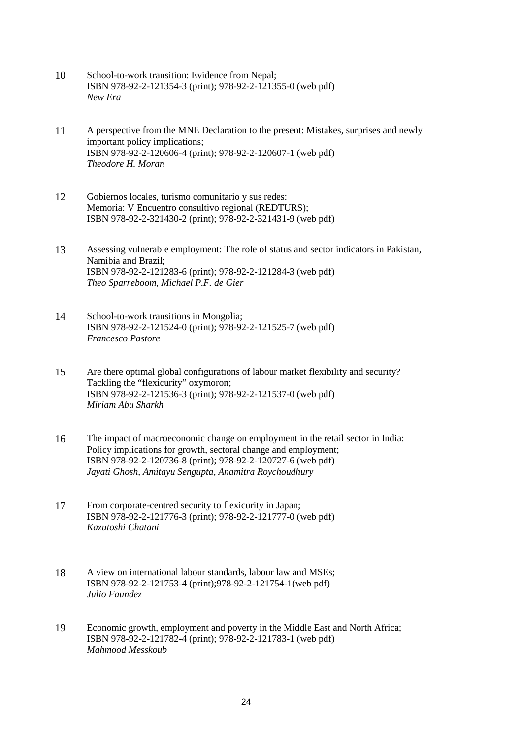10 School-to-work transition: Evidence from Nepal;
ISBN 978-92-2-121354-3 (print); 978-92-2-121355-0 (web pdf)
*New Era*

11 A perspective from the MNE Declaration to the present: Mistakes, surprises and newly important policy implications;
ISBN 978-92-2-120606-4 (print); 978-92-2-120607-1 (web pdf)
*Theodore H. Moran*

12 Gobiernos locales, turismo comunitario y sus redes:
Memoria: V Encuentro consultivo regional (REDTURS);
ISBN 978-92-2-321430-2 (print); 978-92-2-321431-9 (web pdf)

13 Assessing vulnerable employment: The role of status and sector indicators in Pakistan, Namibia and Brazil;
ISBN 978-92-2-121283-6 (print); 978-92-2-121284-3 (web pdf)
*Theo Sparreboom, Michael P.F. de Gier*

14 School-to-work transitions in Mongolia;
ISBN 978-92-2-121524-0 (print); 978-92-2-121525-7 (web pdf)
*Francesco Pastore*

15 Are there optimal global configurations of labour market flexibility and security? Tackling the "flexicurity" oxymoron;
ISBN 978-92-2-121536-3 (print); 978-92-2-121537-0 (web pdf)
*Miriam Abu Sharkh*

16 The impact of macroeconomic change on employment in the retail sector in India: Policy implications for growth, sectoral change and employment;
ISBN 978-92-2-120736-8 (print); 978-92-2-120727-6 (web pdf)
*Jayati Ghosh, Amitayu Sengupta, Anamitra Roychoudhury*

17 From corporate-centred security to flexicurity in Japan;
ISBN 978-92-2-121776-3 (print); 978-92-2-121777-0 (web pdf)
*Kazutoshi Chatani*

18 A view on international labour standards, labour law and MSEs;
ISBN 978-92-2-121753-4 (print);978-92-2-121754-1(web pdf)
*Julio Faundez*

19 Economic growth, employment and poverty in the Middle East and North Africa;
ISBN 978-92-2-121782-4 (print); 978-92-2-121783-1 (web pdf)
*Mahmood Messkoub*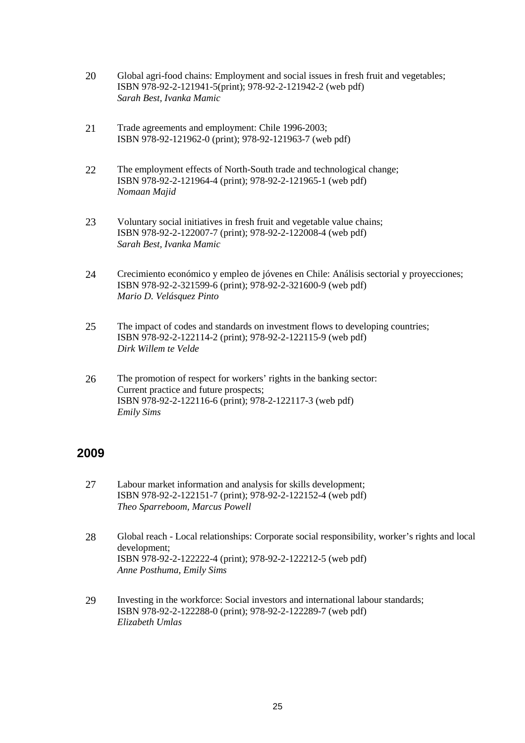20 Global agri-food chains: Employment and social issues in fresh fruit and vegetables;
ISBN 978-92-2-121941-5(print); 978-92-2-121942-2 (web pdf)
*Sarah Best, Ivanka Mamic*

21 Trade agreements and employment: Chile 1996-2003;
ISBN 978-92-121962-0 (print); 978-92-121963-7 (web pdf)

22 The employment effects of North-South trade and technological change;
ISBN 978-92-2-121964-4 (print); 978-92-2-121965-1 (web pdf)
*Nomaan Majid*

23 Voluntary social initiatives in fresh fruit and vegetable value chains;
ISBN 978-92-2-122007-7 (print); 978-92-2-122008-4 (web pdf)
*Sarah Best, Ivanka Mamic*

24 Crecimiento económico y empleo de jóvenes en Chile: Análisis sectorial y proyecciones;
ISBN 978-92-2-321599-6 (print); 978-92-2-321600-9 (web pdf)
*Mario D. Velásquez Pinto*

25 The impact of codes and standards on investment flows to developing countries;
ISBN 978-92-2-122114-2 (print); 978-92-2-122115-9 (web pdf)
*Dirk Willem te Velde*

26 The promotion of respect for workers' rights in the banking sector:
Current practice and future prospects;
ISBN 978-92-2-122116-6 (print); 978-2-122117-3 (web pdf)
*Emily Sims*

## 2009

27 Labour market information and analysis for skills development;
ISBN 978-92-2-122151-7 (print); 978-92-2-122152-4 (web pdf)
*Theo Sparreboom, Marcus Powell*

28 Global reach - Local relationships: Corporate social responsibility, worker's rights and local development;
ISBN 978-92-2-122222-4 (print); 978-92-2-122212-5 (web pdf)
*Anne Posthuma, Emily Sims*

29 Investing in the workforce: Social investors and international labour standards;
ISBN 978-92-2-122288-0 (print); 978-92-2-122289-7 (web pdf)
*Elizabeth Umlas*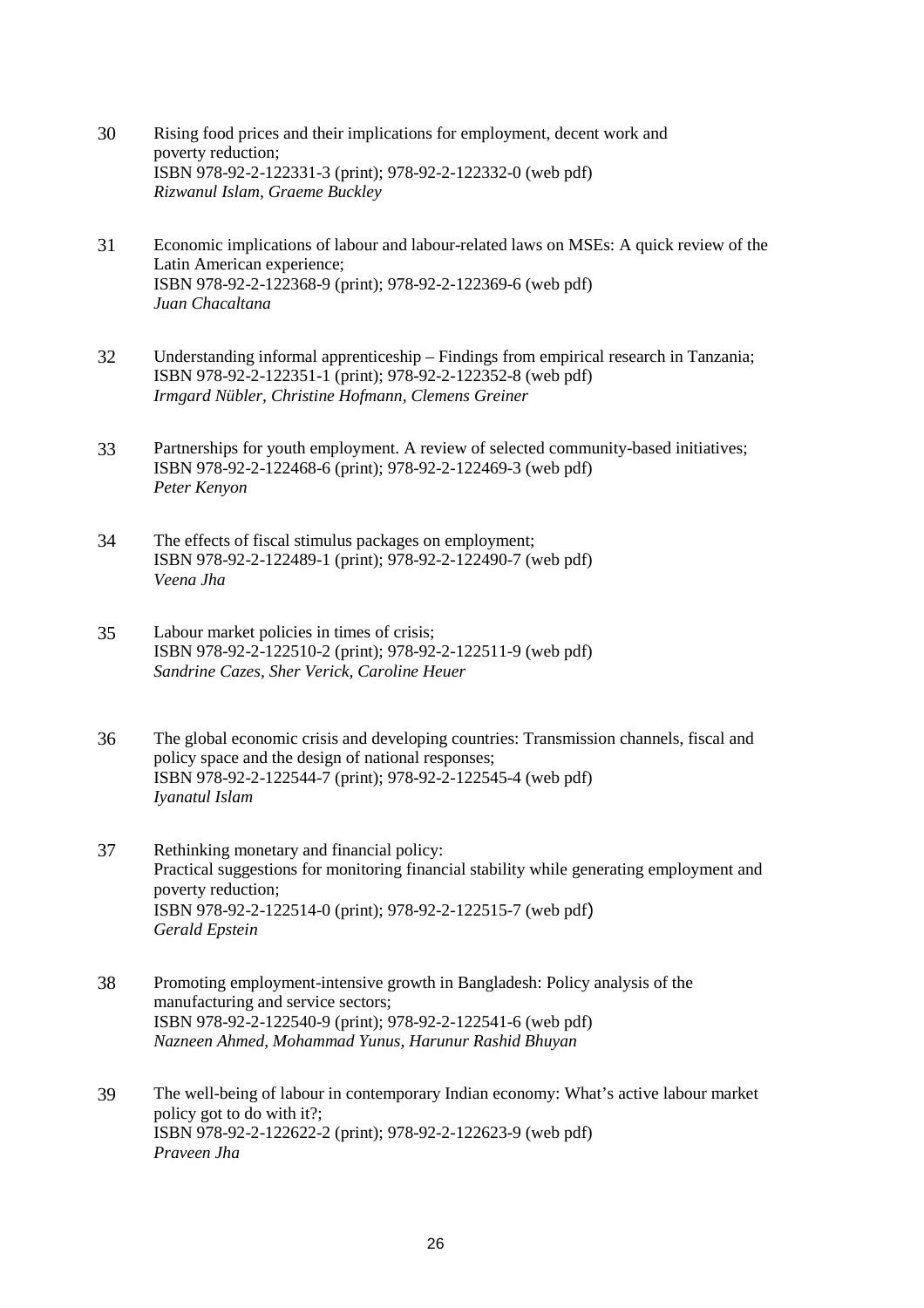30 Rising food prices and their implications for employment, decent work and poverty reduction;
ISBN 978-92-2-122331-3 (print); 978-92-2-122332-0 (web pdf)
*Rizwanul Islam, Graeme Buckley*

31 Economic implications of labour and labour-related laws on MSEs: A quick review of the Latin American experience;
ISBN 978-92-2-122368-9 (print); 978-92-2-122369-6 (web pdf)
*Juan Chacaltana*

32 Understanding informal apprenticeship – Findings from empirical research in Tanzania;
ISBN 978-92-2-122351-1 (print); 978-92-2-122352-8 (web pdf)
*Irmgard Nübler, Christine Hofmann, Clemens Greiner*

33 Partnerships for youth employment. A review of selected community-based initiatives;
ISBN 978-92-2-122468-6 (print); 978-92-2-122469-3 (web pdf)
*Peter Kenyon*

34 The effects of fiscal stimulus packages on employment;
ISBN 978-92-2-122489-1 (print); 978-92-2-122490-7 (web pdf)
*Veena Jha*

35 Labour market policies in times of crisis;
ISBN 978-92-2-122510-2 (print); 978-92-2-122511-9 (web pdf)
*Sandrine Cazes, Sher Verick, Caroline Heuer*

36 The global economic crisis and developing countries: Transmission channels, fiscal and policy space and the design of national responses;
ISBN 978-92-2-122544-7 (print); 978-92-2-122545-4 (web pdf)
*Iyanatul Islam*

37 Rethinking monetary and financial policy:
Practical suggestions for monitoring financial stability while generating employment and poverty reduction;
ISBN 978-92-2-122514-0 (print); 978-92-2-122515-7 (web pdf)
*Gerald Epstein*

38 Promoting employment-intensive growth in Bangladesh: Policy analysis of the manufacturing and service sectors;
ISBN 978-92-2-122540-9 (print); 978-92-2-122541-6 (web pdf)
*Nazneen Ahmed, Mohammad Yunus, Harunur Rashid Bhuyan*

39 The well-being of labour in contemporary Indian economy: What's active labour market policy got to do with it?;
ISBN 978-92-2-122622-2 (print); 978-92-2-122623-9 (web pdf)
*Praveen Jha*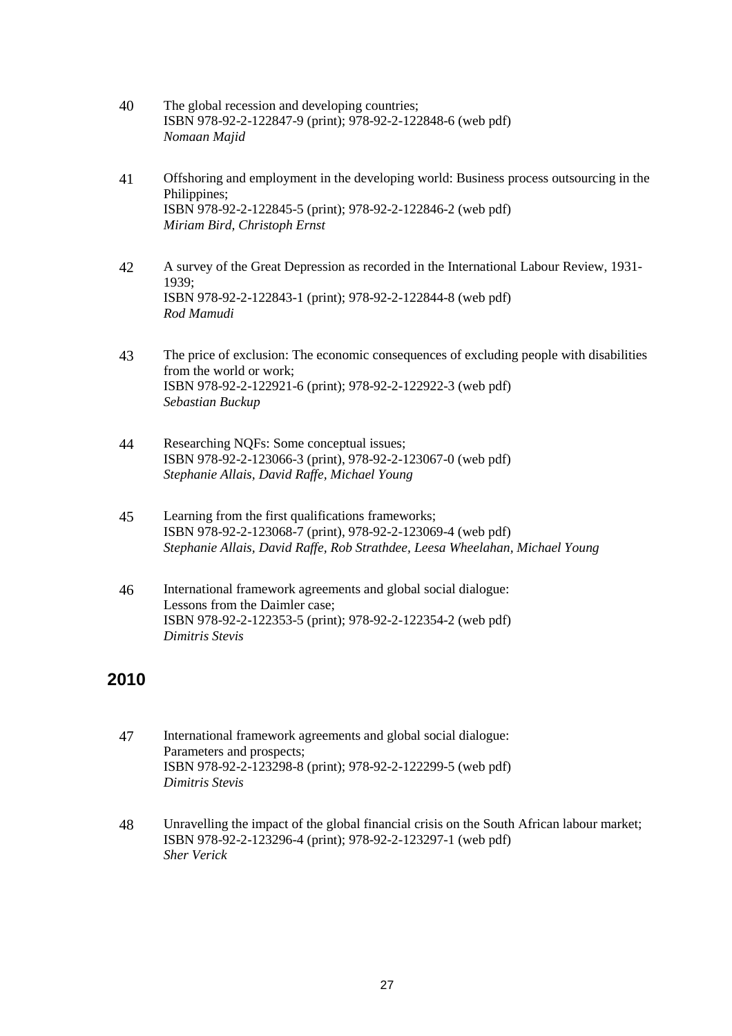40 The global recession and developing countries;
ISBN 978-92-2-122847-9 (print); 978-92-2-122848-6 (web pdf)
*Nomaan Majid*

41 Offshoring and employment in the developing world: Business process outsourcing in the Philippines;
ISBN 978-92-2-122845-5 (print); 978-92-2-122846-2 (web pdf)
*Miriam Bird, Christoph Ernst*

42 A survey of the Great Depression as recorded in the International Labour Review, 1931-1939;
ISBN 978-92-2-122843-1 (print); 978-92-2-122844-8 (web pdf)
*Rod Mamudi*

43 The price of exclusion: The economic consequences of excluding people with disabilities from the world or work;
ISBN 978-92-2-122921-6 (print); 978-92-2-122922-3 (web pdf)
*Sebastian Buckup*

44 Researching NQFs: Some conceptual issues;
ISBN 978-92-2-123066-3 (print), 978-92-2-123067-0 (web pdf)
*Stephanie Allais, David Raffe, Michael Young*

45 Learning from the first qualifications frameworks;
ISBN 978-92-2-123068-7 (print), 978-92-2-123069-4 (web pdf)
*Stephanie Allais, David Raffe, Rob Strathdee, Leesa Wheelahan, Michael Young*

46 International framework agreements and global social dialogue: Lessons from the Daimler case;
ISBN 978-92-2-122353-5 (print); 978-92-2-122354-2 (web pdf)
*Dimitris Stevis*

## 2010

47 International framework agreements and global social dialogue: Parameters and prospects;
ISBN 978-92-2-123298-8 (print); 978-92-2-122299-5 (web pdf)
*Dimitris Stevis*

48 Unravelling the impact of the global financial crisis on the South African labour market;
ISBN 978-92-2-123296-4 (print); 978-92-2-123297-1 (web pdf)
*Sher Verick*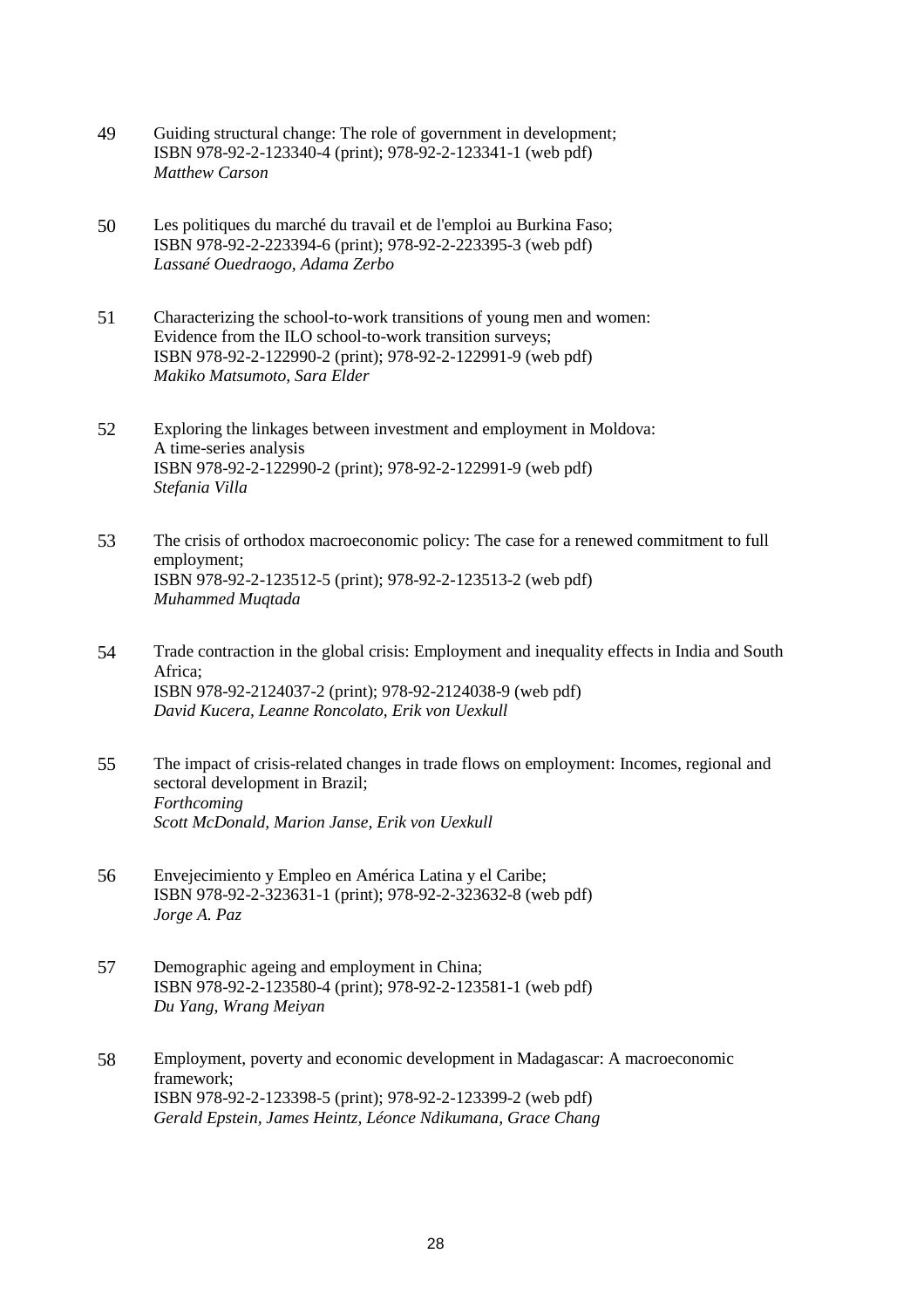49 Guiding structural change: The role of government in development;
ISBN 978-92-2-123340-4 (print); 978-92-2-123341-1 (web pdf)
*Matthew Carson*

50 Les politiques du marché du travail et de l'emploi au Burkina Faso;
ISBN 978-92-2-223394-6 (print); 978-92-2-223395-3 (web pdf)
*Lassané Ouedraogo, Adama Zerbo*

51 Characterizing the school-to-work transitions of young men and women:
Evidence from the ILO school-to-work transition surveys;
ISBN 978-92-2-122990-2 (print); 978-92-2-122991-9 (web pdf)
*Makiko Matsumoto, Sara Elder*

52 Exploring the linkages between investment and employment in Moldova:
A time-series analysis
ISBN 978-92-2-122990-2 (print); 978-92-2-122991-9 (web pdf)
*Stefania Villa*

53 The crisis of orthodox macroeconomic policy: The case for a renewed commitment to full employment;
ISBN 978-92-2-123512-5 (print); 978-92-2-123513-2 (web pdf)
*Muhammed Muqtada*

54 Trade contraction in the global crisis: Employment and inequality effects in India and South Africa;
ISBN 978-92-2124037-2 (print); 978-92-2124038-9 (web pdf)
*David Kucera, Leanne Roncolato, Erik von Uexkull*

55 The impact of crisis-related changes in trade flows on employment: Incomes, regional and sectoral development in Brazil;
*Forthcoming*
*Scott McDonald, Marion Janse, Erik von Uexkull*

56 Envejecimiento y Empleo en América Latina y el Caribe;
ISBN 978-92-2-323631-1 (print); 978-92-2-323632-8 (web pdf)
*Jorge A. Paz*

57 Demographic ageing and employment in China;
ISBN 978-92-2-123580-4 (print); 978-92-2-123581-1 (web pdf)
*Du Yang, Wrang Meiyan*

58 Employment, poverty and economic development in Madagascar: A macroeconomic framework;
ISBN 978-92-2-123398-5 (print); 978-92-2-123399-2 (web pdf)
*Gerald Epstein, James Heintz, Léonce Ndikumana, Grace Chang*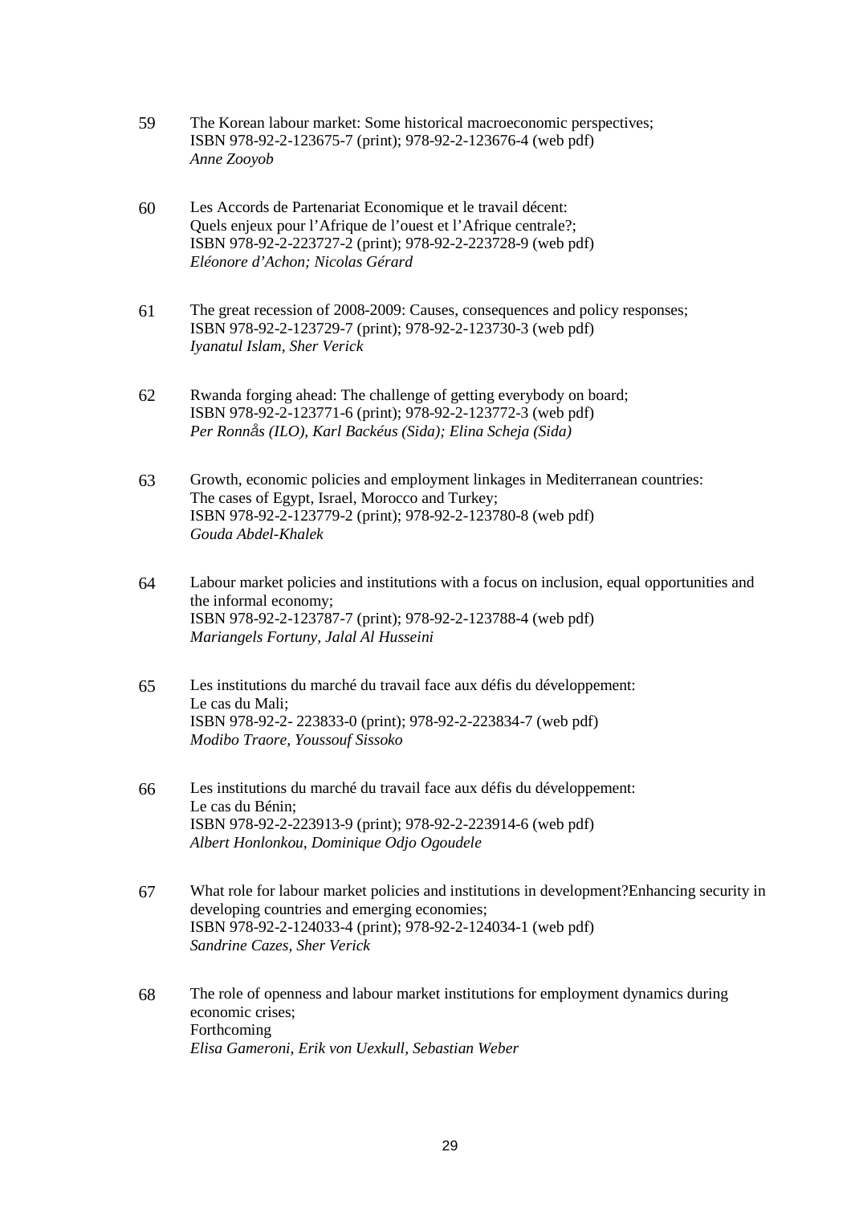59 The Korean labour market: Some historical macroeconomic perspectives;
ISBN 978-92-2-123675-7 (print); 978-92-2-123676-4 (web pdf)
*Anne Zooyob*

60 Les Accords de Partenariat Economique et le travail décent:
Quels enjeux pour l'Afrique de l'ouest et l'Afrique centrale?;
ISBN 978-92-2-223727-2 (print); 978-92-2-223728-9 (web pdf)
*Eléonore d'Achon; Nicolas Gérard*

61 The great recession of 2008-2009: Causes, consequences and policy responses;
ISBN 978-92-2-123729-7 (print); 978-92-2-123730-3 (web pdf)
*Iyanatul Islam, Sher Verick*

62 Rwanda forging ahead: The challenge of getting everybody on board;
ISBN 978-92-2-123771-6 (print); 978-92-2-123772-3 (web pdf)
*Per Ronnås (ILO), Karl Backéus (Sida); Elina Scheja (Sida)*

63 Growth, economic policies and employment linkages in Mediterranean countries:
The cases of Egypt, Israel, Morocco and Turkey;
ISBN 978-92-2-123779-2 (print); 978-92-2-123780-8 (web pdf)
*Gouda Abdel-Khalek*

64 Labour market policies and institutions with a focus on inclusion, equal opportunities and the informal economy;
ISBN 978-92-2-123787-7 (print); 978-92-2-123788-4 (web pdf)
*Mariangels Fortuny, Jalal Al Husseini*

65 Les institutions du marché du travail face aux défis du développement:
Le cas du Mali;
ISBN 978-92-2- 223833-0 (print); 978-92-2-223834-7 (web pdf)
*Modibo Traore, Youssouf Sissoko*

66 Les institutions du marché du travail face aux défis du développement:
Le cas du Bénin;
ISBN 978-92-2-223913-9 (print); 978-92-2-223914-6 (web pdf)
*Albert Honlonkou, Dominique Odjo Ogoudele*

67 What role for labour market policies and institutions in development?Enhancing security in developing countries and emerging economies;
ISBN 978-92-2-124033-4 (print); 978-92-2-124034-1 (web pdf)
*Sandrine Cazes, Sher Verick*

68 The role of openness and labour market institutions for employment dynamics during economic crises;
Forthcoming
*Elisa Gameroni, Erik von Uexkull, Sebastian Weber*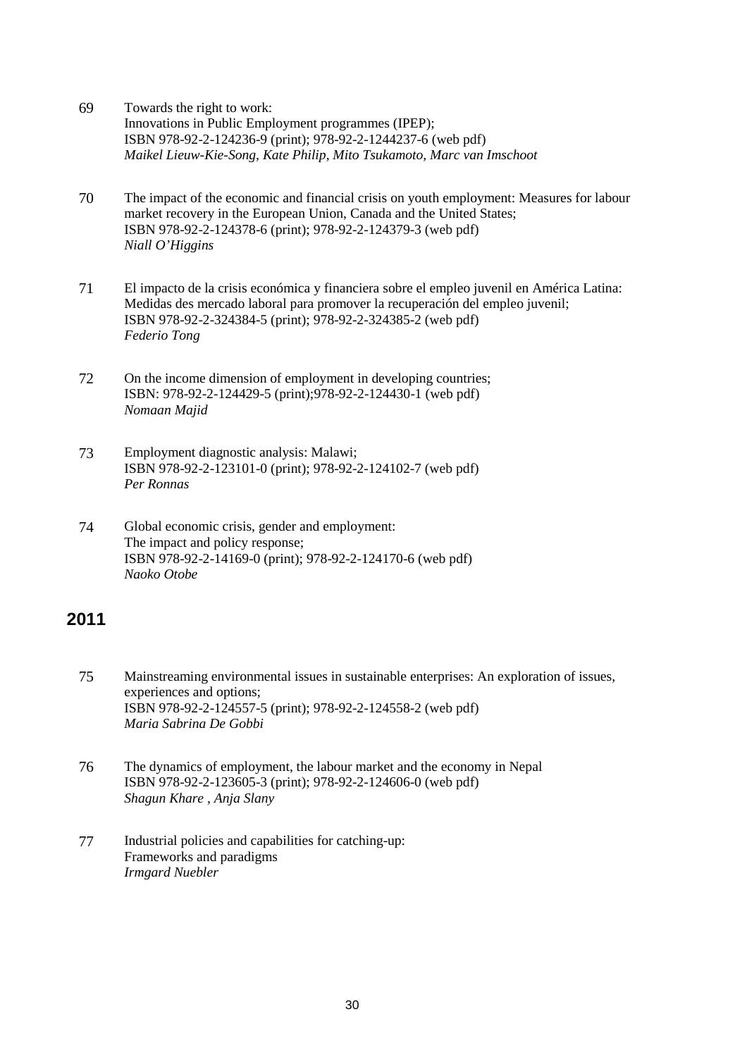69 Towards the right to work:
Innovations in Public Employment programmes (IPEP);
ISBN 978-92-2-124236-9 (print); 978-92-2-1244237-6 (web pdf)
*Maikel Lieuw-Kie-Song, Kate Philip, Mito Tsukamoto, Marc van Imschoot*

70 The impact of the economic and financial crisis on youth employment: Measures for labour market recovery in the European Union, Canada and the United States;
ISBN 978-92-2-124378-6 (print); 978-92-2-124379-3 (web pdf)
*Niall O'Higgins*

71 El impacto de la crisis económica y financiera sobre el empleo juvenil en América Latina: Medidas des mercado laboral para promover la recuperación del empleo juvenil;
ISBN 978-92-2-324384-5 (print); 978-92-2-324385-2 (web pdf)
*Federio Tong*

72 On the income dimension of employment in developing countries;
ISBN: 978-92-2-124429-5 (print);978-92-2-124430-1 (web pdf)
*Nomaan Majid*

73 Employment diagnostic analysis: Malawi;
ISBN 978-92-2-123101-0 (print); 978-92-2-124102-7 (web pdf)
*Per Ronnas*

74 Global economic crisis, gender and employment:
The impact and policy response;
ISBN 978-92-2-14169-0 (print); 978-92-2-124170-6 (web pdf)
*Naoko Otobe*

## 2011

75 Mainstreaming environmental issues in sustainable enterprises: An exploration of issues, experiences and options;
ISBN 978-92-2-124557-5 (print); 978-92-2-124558-2 (web pdf)
*Maria Sabrina De Gobbi*

76 The dynamics of employment, the labour market and the economy in Nepal
ISBN 978-92-2-123605-3 (print); 978-92-2-124606-0 (web pdf)
*Shagun Khare , Anja Slany*

77 Industrial policies and capabilities for catching-up:
Frameworks and paradigms
*Irmgard Nuebler*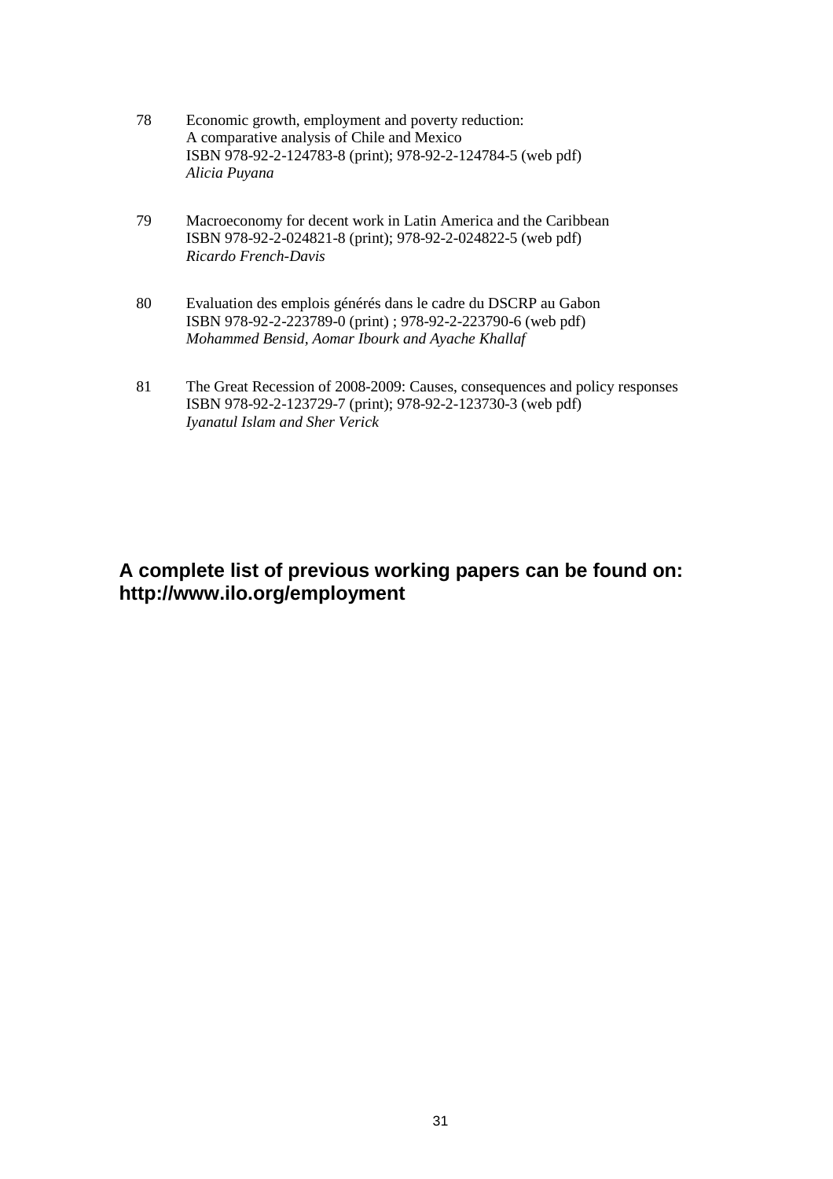78 Economic growth, employment and poverty reduction:
A comparative analysis of Chile and Mexico
ISBN 978-92-2-124783-8 (print); 978-92-2-124784-5 (web pdf)
*Alicia Puyana*

79 Macroeconomy for decent work in Latin America and the Caribbean
ISBN 978-92-2-024821-8 (print); 978-92-2-024822-5 (web pdf)
*Ricardo French-Davis*

80 Evaluation des emplois générés dans le cadre du DSCRP au Gabon
ISBN 978-92-2-223789-0 (print) ; 978-92-2-223790-6 (web pdf)
*Mohammed Bensid, Aomar Ibourk and Ayache Khallaf*

81 The Great Recession of 2008-2009: Causes, consequences and policy responses
ISBN 978-92-2-123729-7 (print); 978-92-2-123730-3 (web pdf)
*Iyanatul Islam and Sher Verick*

**A complete list of previous working papers can be found on:**
**http://www.ilo.org/employment**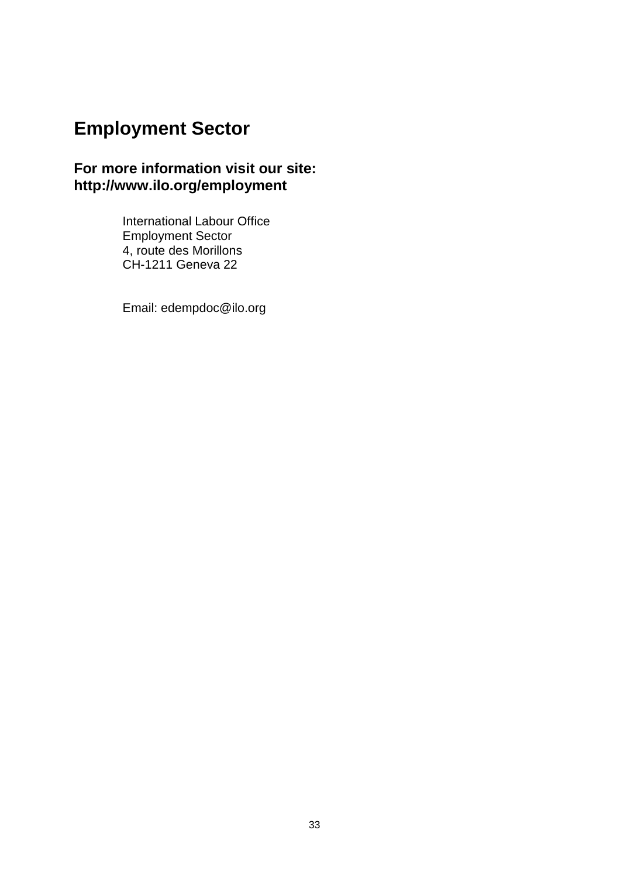# Employment Sector

**For more information visit our site:**
**http://www.ilo.org/employment**

International Labour Office
Employment Sector
4, route des Morillons
CH-1211 Geneva 22

Email: edempdoc@ilo.org